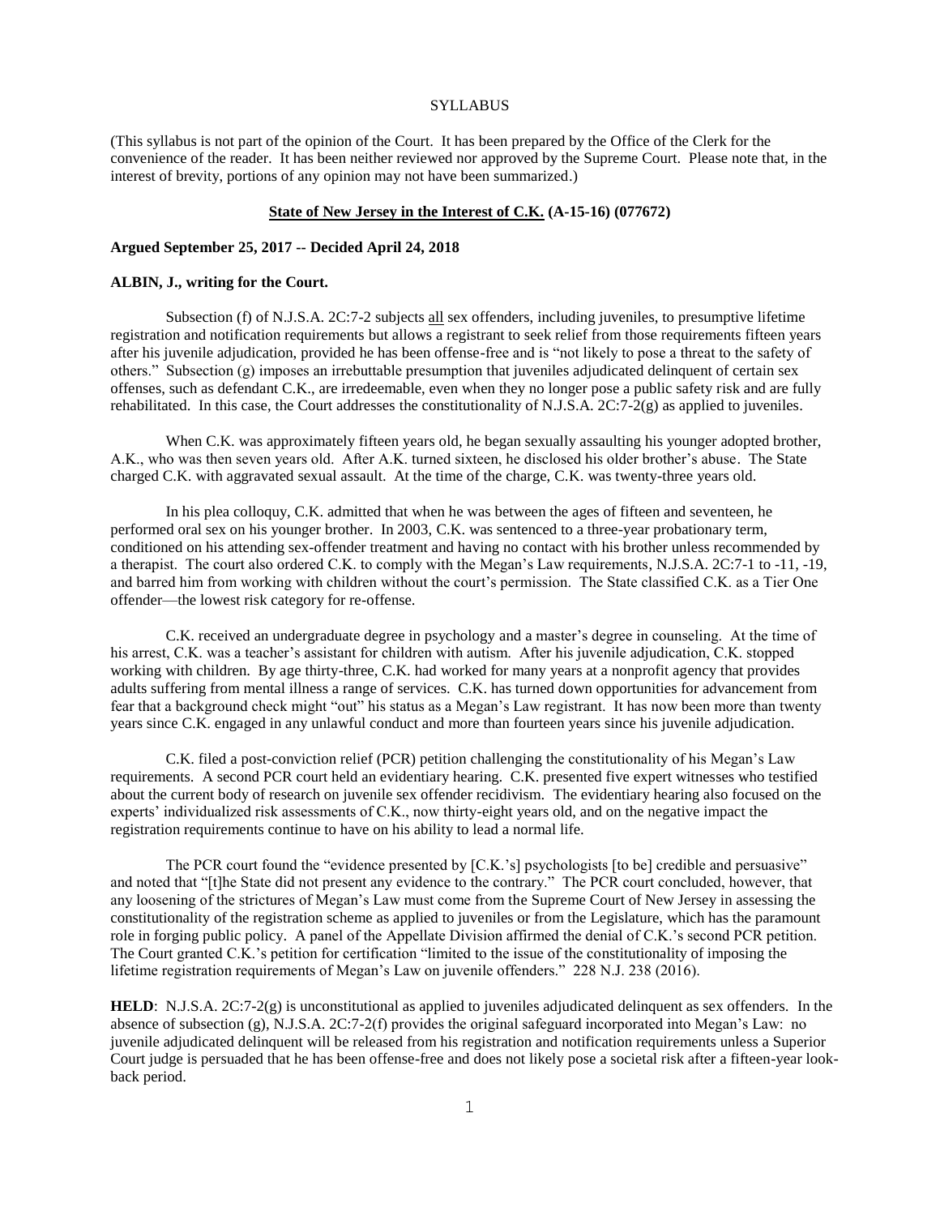SYLLABUS

(This syllabus is not part of the opinion of the Court. It has been prepared by the Office of the Clerk for the convenience of the reader. It has been neither reviewed nor approved by the Supreme Court. Please note that, in the interest of brevity, portions of any opinion may not have been summarized.)

**State of New Jersey in the Interest of C.K. (A-15-16) (077672)**

**Argued September 25, 2017 -- Decided April 24, 2018**

**ALBIN, J., writing for the Court.**

Subsection (f) of N.J.S.A. 2C:7-2 subjects all sex offenders, including juveniles, to presumptive lifetime registration and notification requirements but allows a registrant to seek relief from those requirements fifteen years after his juvenile adjudication, provided he has been offense-free and is "not likely to pose a threat to the safety of others." Subsection (g) imposes an irrebuttable presumption that juveniles adjudicated delinquent of certain sex offenses, such as defendant C.K., are irredeemable, even when they no longer pose a public safety risk and are fully rehabilitated. In this case, the Court addresses the constitutionality of N.J.S.A. 2C:7-2(g) as applied to juveniles.

When C.K. was approximately fifteen years old, he began sexually assaulting his younger adopted brother, A.K., who was then seven years old. After A.K. turned sixteen, he disclosed his older brother's abuse. The State charged C.K. with aggravated sexual assault. At the time of the charge, C.K. was twenty-three years old.

In his plea colloquy, C.K. admitted that when he was between the ages of fifteen and seventeen, he performed oral sex on his younger brother. In 2003, C.K. was sentenced to a three-year probationary term, conditioned on his attending sex-offender treatment and having no contact with his brother unless recommended by a therapist. The court also ordered C.K. to comply with the Megan's Law requirements, N.J.S.A. 2C:7-1 to -11, -19, and barred him from working with children without the court's permission. The State classified C.K. as a Tier One offender—the lowest risk category for re-offense.

C.K. received an undergraduate degree in psychology and a master's degree in counseling. At the time of his arrest, C.K. was a teacher's assistant for children with autism. After his juvenile adjudication, C.K. stopped working with children. By age thirty-three, C.K. had worked for many years at a nonprofit agency that provides adults suffering from mental illness a range of services. C.K. has turned down opportunities for advancement from fear that a background check might "out" his status as a Megan's Law registrant. It has now been more than twenty years since C.K. engaged in any unlawful conduct and more than fourteen years since his juvenile adjudication.

C.K. filed a post-conviction relief (PCR) petition challenging the constitutionality of his Megan's Law requirements. A second PCR court held an evidentiary hearing. C.K. presented five expert witnesses who testified about the current body of research on juvenile sex offender recidivism. The evidentiary hearing also focused on the experts' individualized risk assessments of C.K., now thirty-eight years old, and on the negative impact the registration requirements continue to have on his ability to lead a normal life.

The PCR court found the "evidence presented by [C.K.'s] psychologists [to be] credible and persuasive" and noted that "[t]he State did not present any evidence to the contrary." The PCR court concluded, however, that any loosening of the strictures of Megan's Law must come from the Supreme Court of New Jersey in assessing the constitutionality of the registration scheme as applied to juveniles or from the Legislature, which has the paramount role in forging public policy. A panel of the Appellate Division affirmed the denial of C.K.'s second PCR petition. The Court granted C.K.'s petition for certification "limited to the issue of the constitutionality of imposing the lifetime registration requirements of Megan's Law on juvenile offenders." 228 N.J. 238 (2016).

**HELD**: N.J.S.A. 2C:7-2(g) is unconstitutional as applied to juveniles adjudicated delinquent as sex offenders. In the absence of subsection (g), N.J.S.A. 2C:7-2(f) provides the original safeguard incorporated into Megan's Law: no juvenile adjudicated delinquent will be released from his registration and notification requirements unless a Superior Court judge is persuaded that he has been offense-free and does not likely pose a societal risk after a fifteen-year look-back period.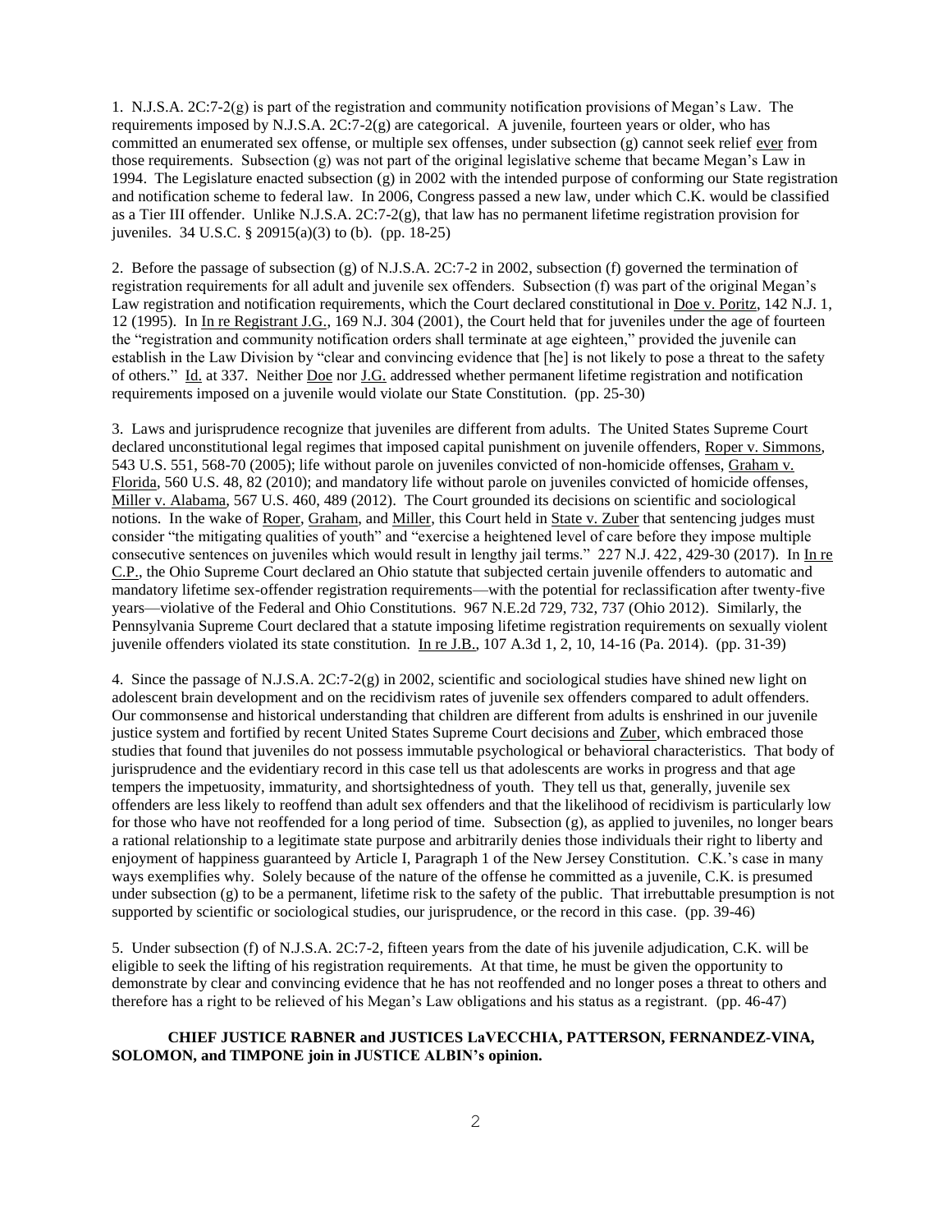1. N.J.S.A. 2C:7-2(g) is part of the registration and community notification provisions of Megan's Law. The requirements imposed by N.J.S.A. 2C:7-2(g) are categorical. A juvenile, fourteen years or older, who has committed an enumerated sex offense, or multiple sex offenses, under subsection (g) cannot seek relief ever from those requirements. Subsection (g) was not part of the original legislative scheme that became Megan's Law in 1994. The Legislature enacted subsection (g) in 2002 with the intended purpose of conforming our State registration and notification scheme to federal law. In 2006, Congress passed a new law, under which C.K. would be classified as a Tier III offender. Unlike N.J.S.A. 2C:7-2(g), that law has no permanent lifetime registration provision for juveniles. 34 U.S.C. § 20915(a)(3) to (b). (pp. 18-25)

2. Before the passage of subsection (g) of N.J.S.A. 2C:7-2 in 2002, subsection (f) governed the termination of registration requirements for all adult and juvenile sex offenders. Subsection (f) was part of the original Megan's Law registration and notification requirements, which the Court declared constitutional in Doe v. Poritz, 142 N.J. 1, 12 (1995). In In re Registrant J.G., 169 N.J. 304 (2001), the Court held that for juveniles under the age of fourteen the "registration and community notification orders shall terminate at age eighteen," provided the juvenile can establish in the Law Division by "clear and convincing evidence that [he] is not likely to pose a threat to the safety of others." Id. at 337. Neither Doe nor J.G. addressed whether permanent lifetime registration and notification requirements imposed on a juvenile would violate our State Constitution. (pp. 25-30)

3. Laws and jurisprudence recognize that juveniles are different from adults. The United States Supreme Court declared unconstitutional legal regimes that imposed capital punishment on juvenile offenders, Roper v. Simmons, 543 U.S. 551, 568-70 (2005); life without parole on juveniles convicted of non-homicide offenses, Graham v. Florida, 560 U.S. 48, 82 (2010); and mandatory life without parole on juveniles convicted of homicide offenses, Miller v. Alabama, 567 U.S. 460, 489 (2012). The Court grounded its decisions on scientific and sociological notions. In the wake of Roper, Graham, and Miller, this Court held in State v. Zuber that sentencing judges must consider "the mitigating qualities of youth" and "exercise a heightened level of care before they impose multiple consecutive sentences on juveniles which would result in lengthy jail terms." 227 N.J. 422, 429-30 (2017). In In re C.P., the Ohio Supreme Court declared an Ohio statute that subjected certain juvenile offenders to automatic and mandatory lifetime sex-offender registration requirements—with the potential for reclassification after twenty-five years—violative of the Federal and Ohio Constitutions. 967 N.E.2d 729, 732, 737 (Ohio 2012). Similarly, the Pennsylvania Supreme Court declared that a statute imposing lifetime registration requirements on sexually violent juvenile offenders violated its state constitution. In re J.B., 107 A.3d 1, 2, 10, 14-16 (Pa. 2014). (pp. 31-39)

4. Since the passage of N.J.S.A. 2C:7-2(g) in 2002, scientific and sociological studies have shined new light on adolescent brain development and on the recidivism rates of juvenile sex offenders compared to adult offenders. Our commonsense and historical understanding that children are different from adults is enshrined in our juvenile justice system and fortified by recent United States Supreme Court decisions and Zuber, which embraced those studies that found that juveniles do not possess immutable psychological or behavioral characteristics. That body of jurisprudence and the evidentiary record in this case tell us that adolescents are works in progress and that age tempers the impetuosity, immaturity, and shortsightedness of youth. They tell us that, generally, juvenile sex offenders are less likely to reoffend than adult sex offenders and that the likelihood of recidivism is particularly low for those who have not reoffended for a long period of time. Subsection (g), as applied to juveniles, no longer bears a rational relationship to a legitimate state purpose and arbitrarily denies those individuals their right to liberty and enjoyment of happiness guaranteed by Article I, Paragraph 1 of the New Jersey Constitution. C.K.'s case in many ways exemplifies why. Solely because of the nature of the offense he committed as a juvenile, C.K. is presumed under subsection (g) to be a permanent, lifetime risk to the safety of the public. That irrebuttable presumption is not supported by scientific or sociological studies, our jurisprudence, or the record in this case. (pp. 39-46)

5. Under subsection (f) of N.J.S.A. 2C:7-2, fifteen years from the date of his juvenile adjudication, C.K. will be eligible to seek the lifting of his registration requirements. At that time, he must be given the opportunity to demonstrate by clear and convincing evidence that he has not reoffended and no longer poses a threat to others and therefore has a right to be relieved of his Megan's Law obligations and his status as a registrant. (pp. 46-47)

**CHIEF JUSTICE RABNER and JUSTICES LaVECCHIA, PATTERSON, FERNANDEZ-VINA, SOLOMON, and TIMPONE join in JUSTICE ALBIN's opinion.**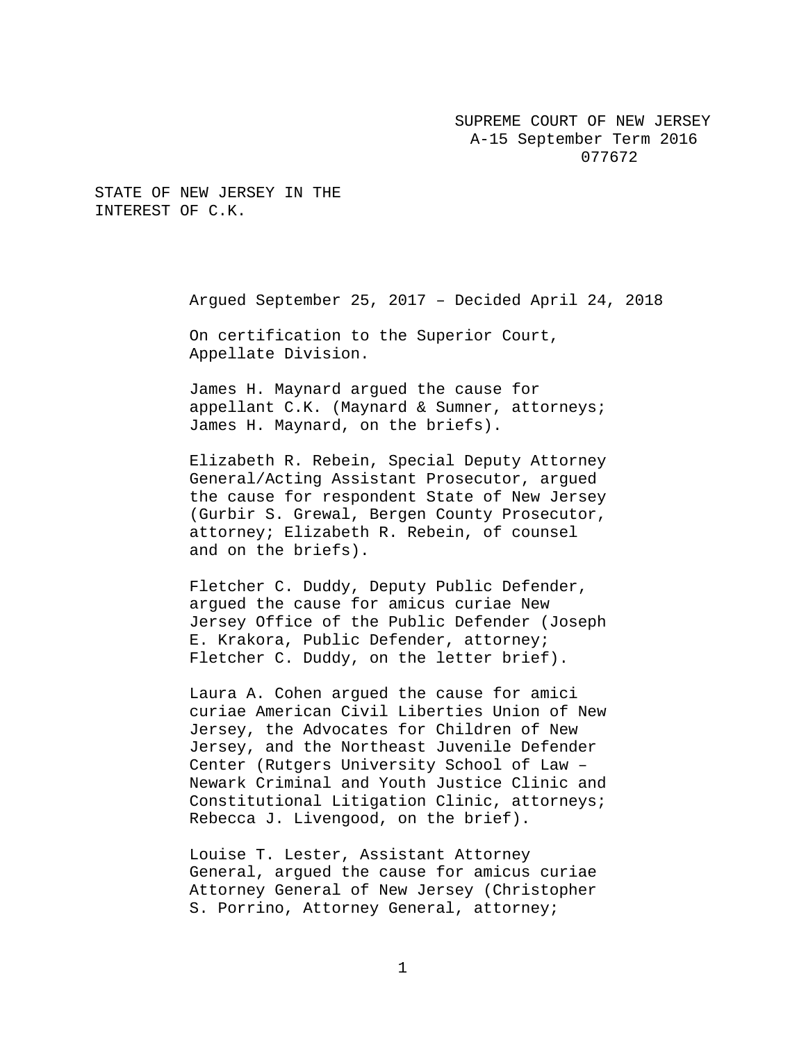SUPREME COURT OF NEW JERSEY
A-15 September Term 2016
077672

STATE OF NEW JERSEY IN THE INTEREST OF C.K.

Argued September 25, 2017 – Decided April 24, 2018

On certification to the Superior Court, Appellate Division.

James H. Maynard argued the cause for appellant C.K. (Maynard & Sumner, attorneys; James H. Maynard, on the briefs).

Elizabeth R. Rebein, Special Deputy Attorney General/Acting Assistant Prosecutor, argued the cause for respondent State of New Jersey (Gurbir S. Grewal, Bergen County Prosecutor, attorney; Elizabeth R. Rebein, of counsel and on the briefs).

Fletcher C. Duddy, Deputy Public Defender, argued the cause for amicus curiae New Jersey Office of the Public Defender (Joseph E. Krakora, Public Defender, attorney; Fletcher C. Duddy, on the letter brief).

Laura A. Cohen argued the cause for amici curiae American Civil Liberties Union of New Jersey, the Advocates for Children of New Jersey, and the Northeast Juvenile Defender Center (Rutgers University School of Law – Newark Criminal and Youth Justice Clinic and Constitutional Litigation Clinic, attorneys; Rebecca J. Livengood, on the brief).

Louise T. Lester, Assistant Attorney General, argued the cause for amicus curiae Attorney General of New Jersey (Christopher S. Porrino, Attorney General, attorney;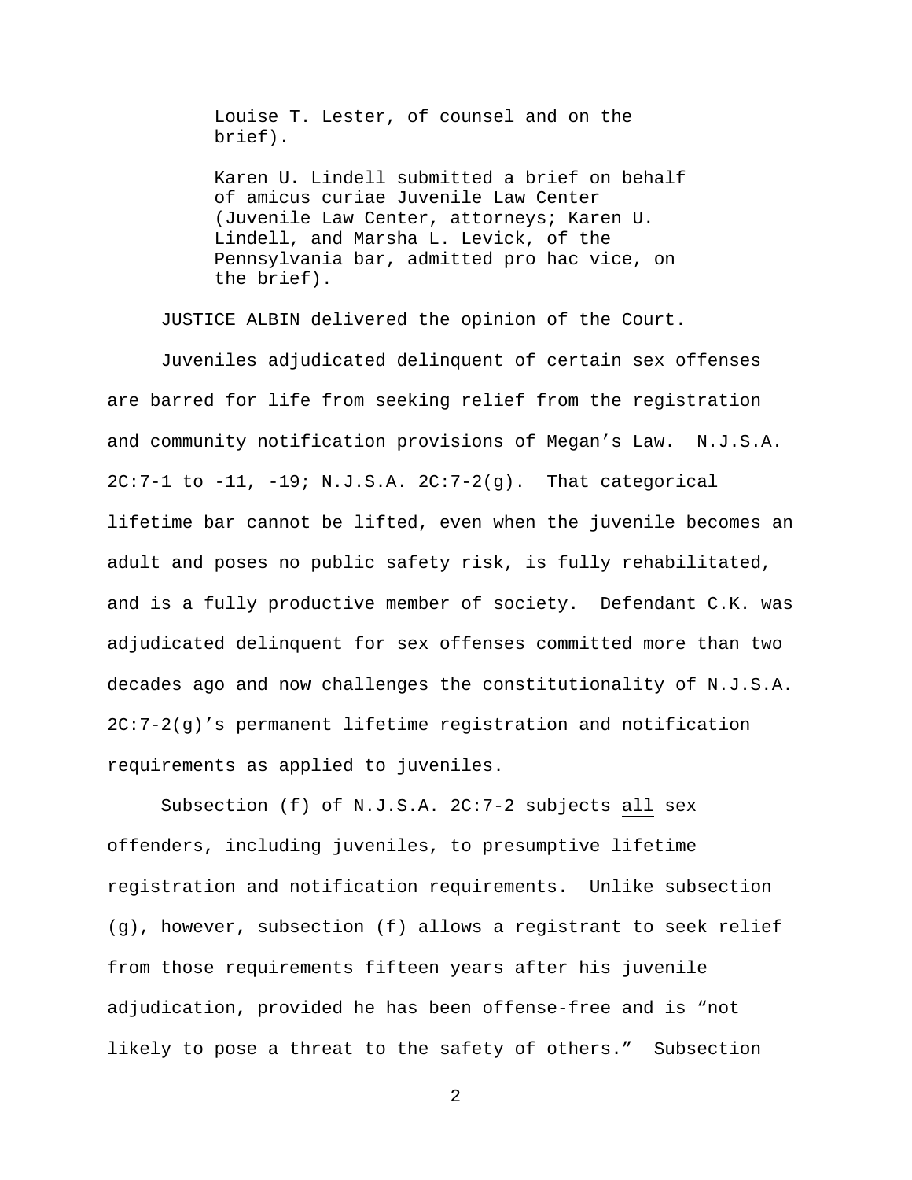Louise T. Lester, of counsel and on the brief).

Karen U. Lindell submitted a brief on behalf of amicus curiae Juvenile Law Center (Juvenile Law Center, attorneys; Karen U. Lindell, and Marsha L. Levick, of the Pennsylvania bar, admitted pro hac vice, on the brief).

JUSTICE ALBIN delivered the opinion of the Court.

Juveniles adjudicated delinquent of certain sex offenses are barred for life from seeking relief from the registration and community notification provisions of Megan's Law. N.J.S.A. 2C:7-1 to -11, -19; N.J.S.A. 2C:7-2(g). That categorical lifetime bar cannot be lifted, even when the juvenile becomes an adult and poses no public safety risk, is fully rehabilitated, and is a fully productive member of society. Defendant C.K. was adjudicated delinquent for sex offenses committed more than two decades ago and now challenges the constitutionality of N.J.S.A. 2C:7-2(g)'s permanent lifetime registration and notification requirements as applied to juveniles.

Subsection (f) of N.J.S.A. 2C:7-2 subjects <u>all</u> sex offenders, including juveniles, to presumptive lifetime registration and notification requirements. Unlike subsection (g), however, subsection (f) allows a registrant to seek relief from those requirements fifteen years after his juvenile adjudication, provided he has been offense-free and is "not likely to pose a threat to the safety of others." Subsection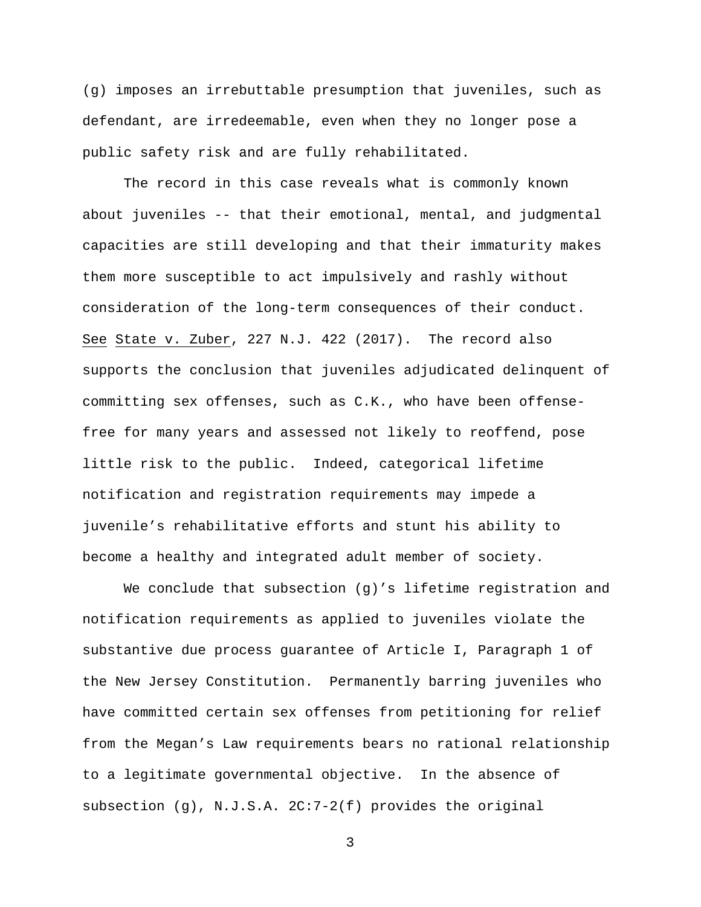(g) imposes an irrebuttable presumption that juveniles, such as defendant, are irredeemable, even when they no longer pose a public safety risk and are fully rehabilitated.

The record in this case reveals what is commonly known about juveniles -- that their emotional, mental, and judgmental capacities are still developing and that their immaturity makes them more susceptible to act impulsively and rashly without consideration of the long-term consequences of their conduct. See State v. Zuber, 227 N.J. 422 (2017). The record also supports the conclusion that juveniles adjudicated delinquent of committing sex offenses, such as C.K., who have been offense-free for many years and assessed not likely to reoffend, pose little risk to the public. Indeed, categorical lifetime notification and registration requirements may impede a juvenile's rehabilitative efforts and stunt his ability to become a healthy and integrated adult member of society.

We conclude that subsection (g)'s lifetime registration and notification requirements as applied to juveniles violate the substantive due process guarantee of Article I, Paragraph 1 of the New Jersey Constitution. Permanently barring juveniles who have committed certain sex offenses from petitioning for relief from the Megan's Law requirements bears no rational relationship to a legitimate governmental objective. In the absence of subsection (g), N.J.S.A. 2C:7-2(f) provides the original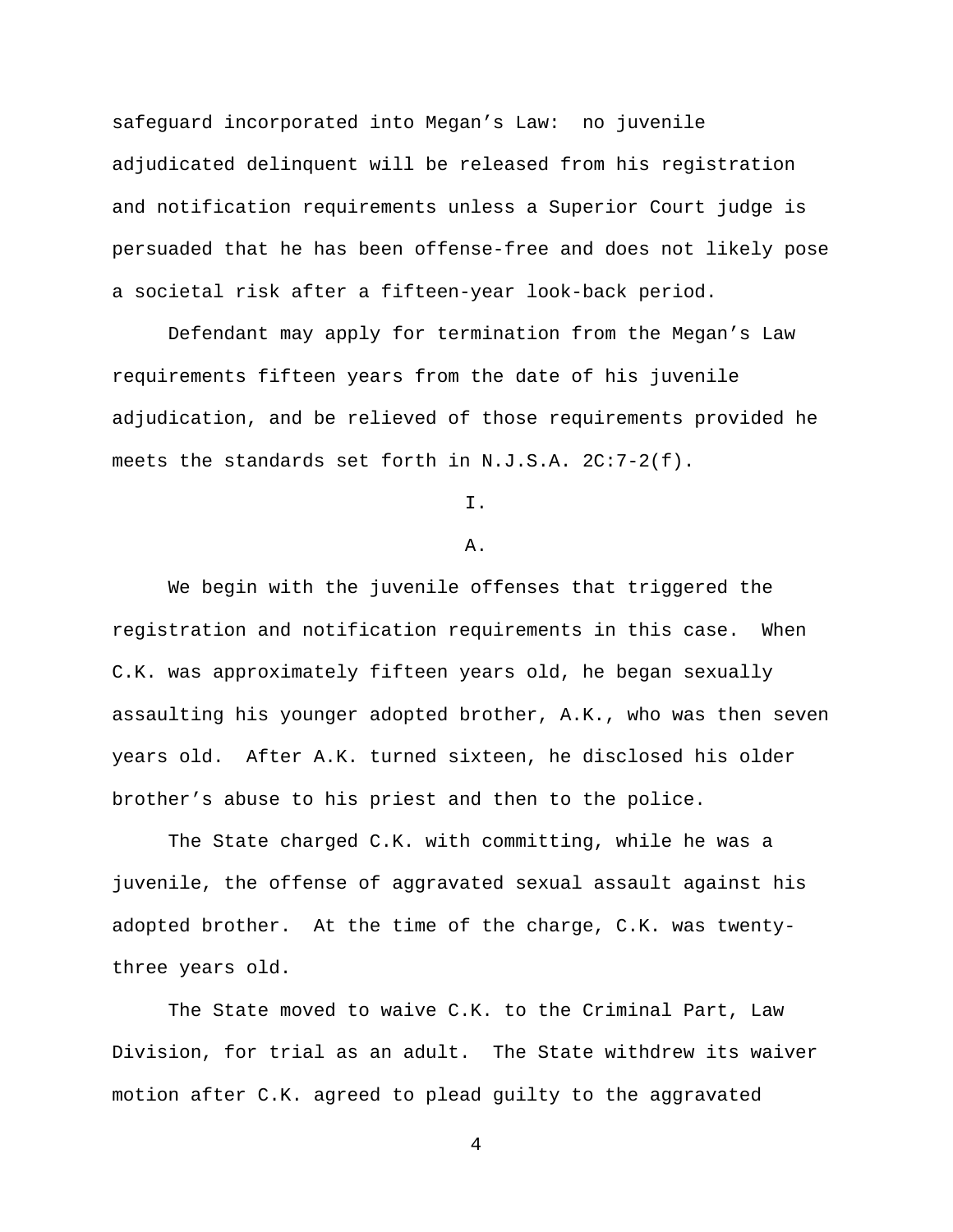safeguard incorporated into Megan's Law: no juvenile adjudicated delinquent will be released from his registration and notification requirements unless a Superior Court judge is persuaded that he has been offense-free and does not likely pose a societal risk after a fifteen-year look-back period.

Defendant may apply for termination from the Megan's Law requirements fifteen years from the date of his juvenile adjudication, and be relieved of those requirements provided he meets the standards set forth in N.J.S.A. 2C:7-2(f).

I.

A.

We begin with the juvenile offenses that triggered the registration and notification requirements in this case. When C.K. was approximately fifteen years old, he began sexually assaulting his younger adopted brother, A.K., who was then seven years old. After A.K. turned sixteen, he disclosed his older brother's abuse to his priest and then to the police.

The State charged C.K. with committing, while he was a juvenile, the offense of aggravated sexual assault against his adopted brother. At the time of the charge, C.K. was twenty-three years old.

The State moved to waive C.K. to the Criminal Part, Law Division, for trial as an adult. The State withdrew its waiver motion after C.K. agreed to plead guilty to the aggravated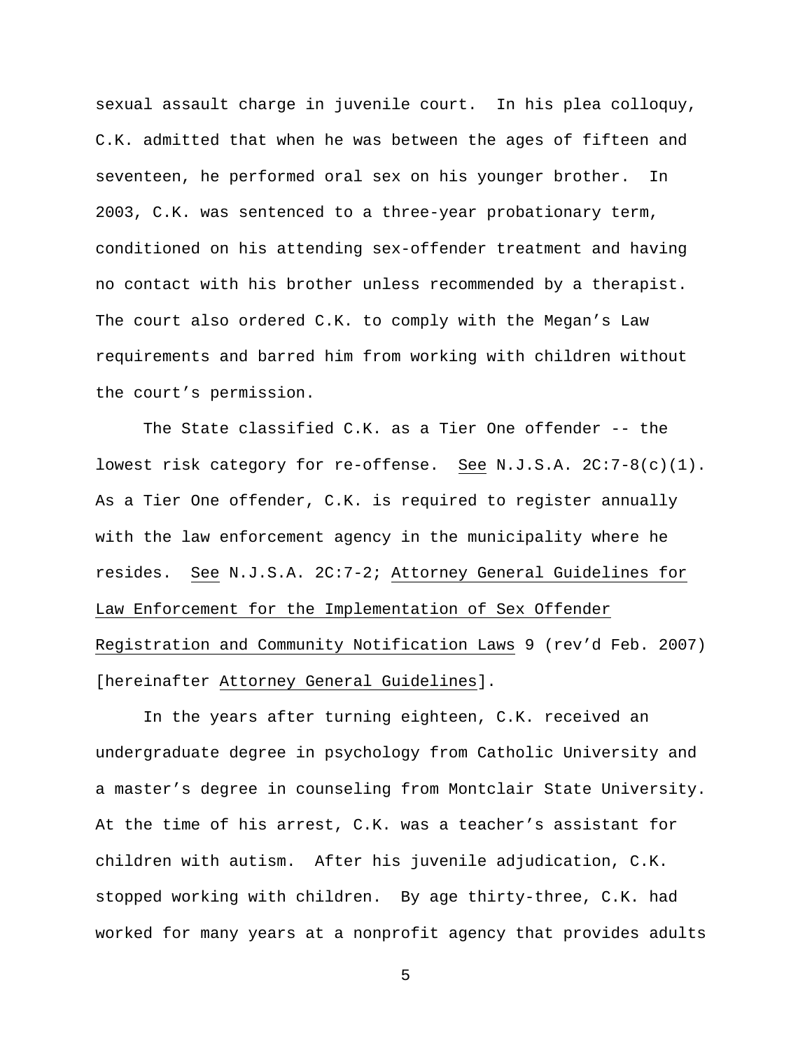sexual assault charge in juvenile court. In his plea colloquy, C.K. admitted that when he was between the ages of fifteen and seventeen, he performed oral sex on his younger brother. In 2003, C.K. was sentenced to a three-year probationary term, conditioned on his attending sex-offender treatment and having no contact with his brother unless recommended by a therapist. The court also ordered C.K. to comply with the Megan's Law requirements and barred him from working with children without the court's permission.

The State classified C.K. as a Tier One offender -- the lowest risk category for re-offense. See N.J.S.A. 2C:7-8(c)(1). As a Tier One offender, C.K. is required to register annually with the law enforcement agency in the municipality where he resides. See N.J.S.A. 2C:7-2; Attorney General Guidelines for Law Enforcement for the Implementation of Sex Offender Registration and Community Notification Laws 9 (rev'd Feb. 2007) [hereinafter Attorney General Guidelines].

In the years after turning eighteen, C.K. received an undergraduate degree in psychology from Catholic University and a master's degree in counseling from Montclair State University. At the time of his arrest, C.K. was a teacher's assistant for children with autism. After his juvenile adjudication, C.K. stopped working with children. By age thirty-three, C.K. had worked for many years at a nonprofit agency that provides adults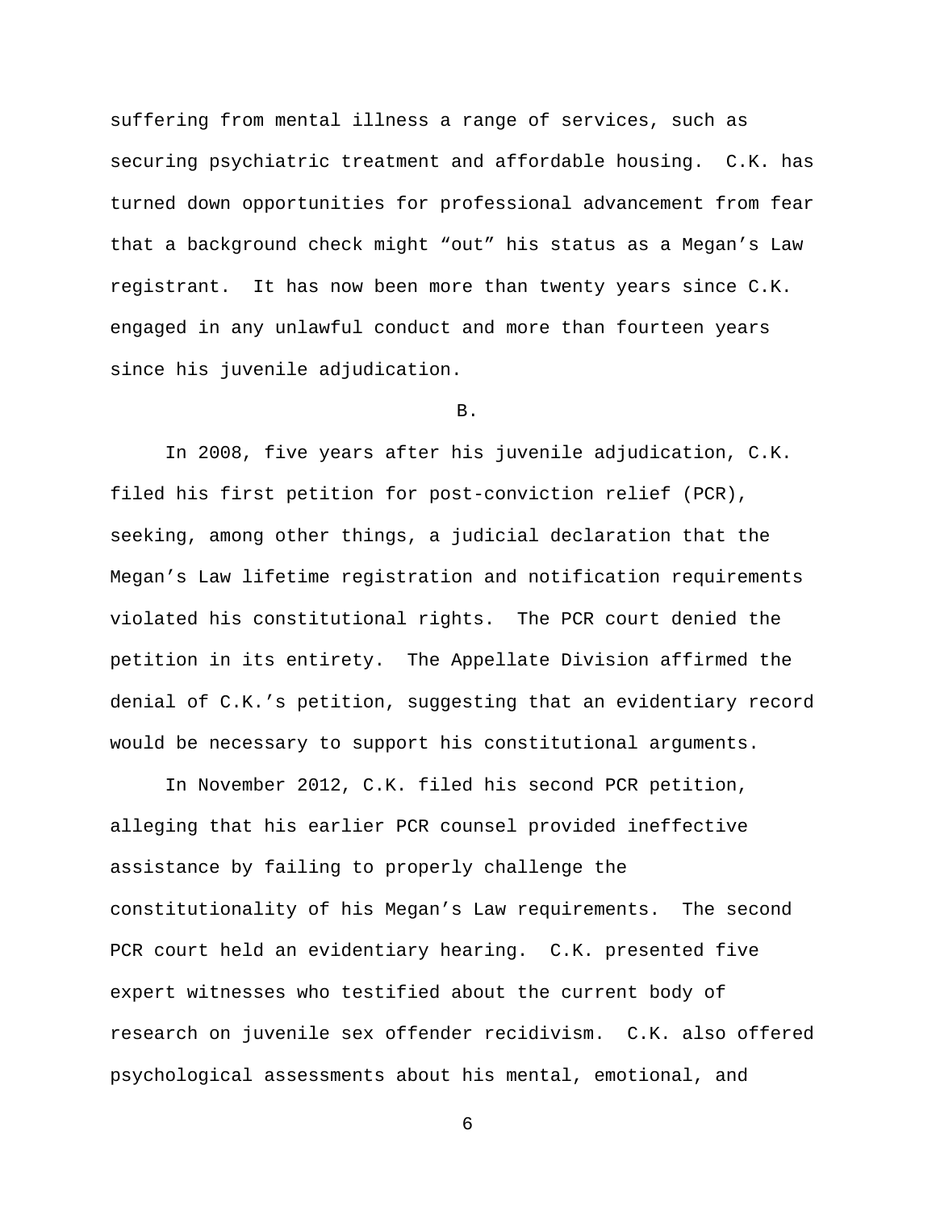suffering from mental illness a range of services, such as securing psychiatric treatment and affordable housing. C.K. has turned down opportunities for professional advancement from fear that a background check might "out" his status as a Megan's Law registrant. It has now been more than twenty years since C.K. engaged in any unlawful conduct and more than fourteen years since his juvenile adjudication.

B.

In 2008, five years after his juvenile adjudication, C.K. filed his first petition for post-conviction relief (PCR), seeking, among other things, a judicial declaration that the Megan's Law lifetime registration and notification requirements violated his constitutional rights. The PCR court denied the petition in its entirety. The Appellate Division affirmed the denial of C.K.'s petition, suggesting that an evidentiary record would be necessary to support his constitutional arguments.

In November 2012, C.K. filed his second PCR petition, alleging that his earlier PCR counsel provided ineffective assistance by failing to properly challenge the constitutionality of his Megan's Law requirements. The second PCR court held an evidentiary hearing. C.K. presented five expert witnesses who testified about the current body of research on juvenile sex offender recidivism. C.K. also offered psychological assessments about his mental, emotional, and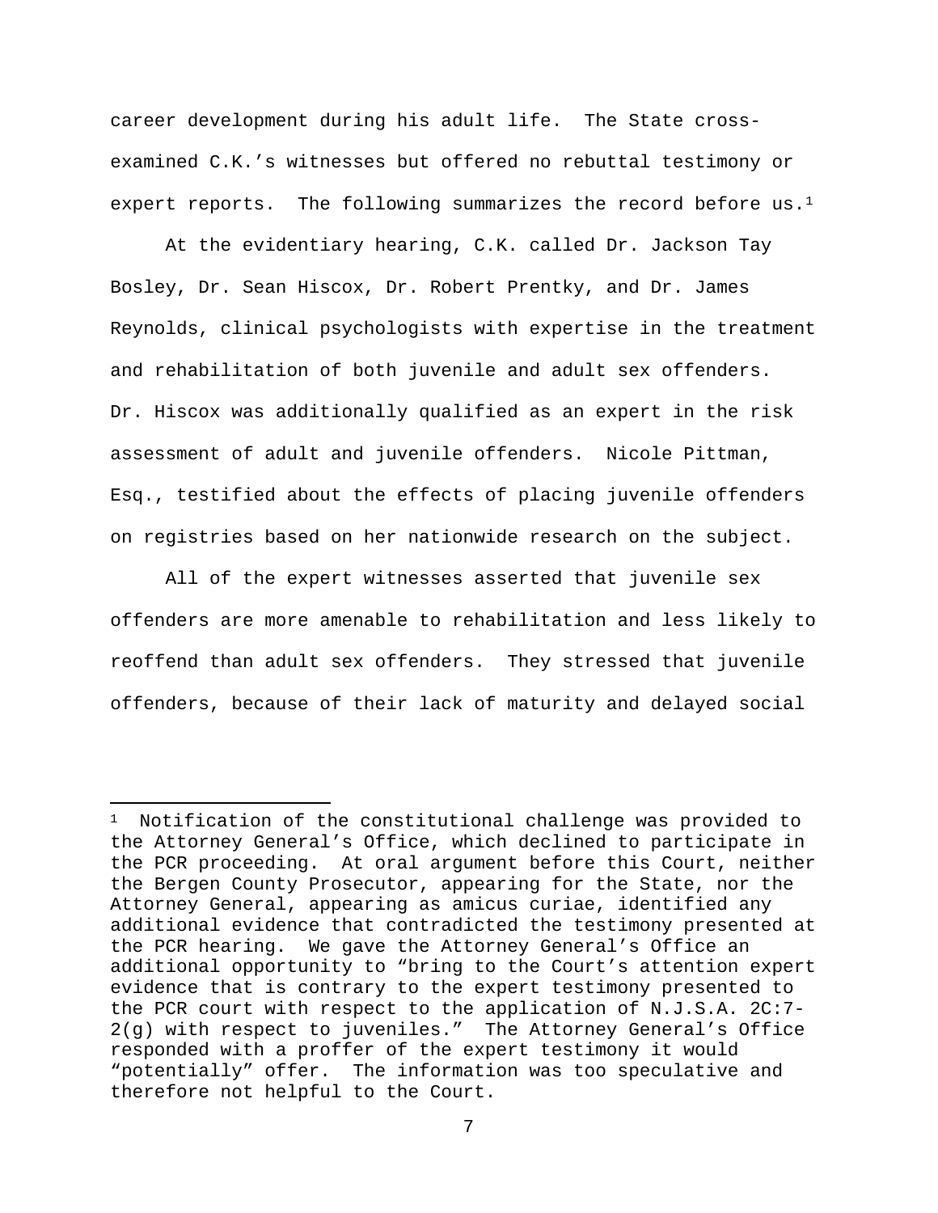career development during his adult life. The State cross-examined C.K.'s witnesses but offered no rebuttal testimony or expert reports. The following summarizes the record before us.[1]

At the evidentiary hearing, C.K. called Dr. Jackson Tay Bosley, Dr. Sean Hiscox, Dr. Robert Prentky, and Dr. James Reynolds, clinical psychologists with expertise in the treatment and rehabilitation of both juvenile and adult sex offenders. Dr. Hiscox was additionally qualified as an expert in the risk assessment of adult and juvenile offenders. Nicole Pittman, Esq., testified about the effects of placing juvenile offenders on registries based on her nationwide research on the subject.

All of the expert witnesses asserted that juvenile sex offenders are more amenable to rehabilitation and less likely to reoffend than adult sex offenders. They stressed that juvenile offenders, because of their lack of maturity and delayed social

---

[1] Notification of the constitutional challenge was provided to the Attorney General's Office, which declined to participate in the PCR proceeding. At oral argument before this Court, neither the Bergen County Prosecutor, appearing for the State, nor the Attorney General, appearing as amicus curiae, identified any additional evidence that contradicted the testimony presented at the PCR hearing. We gave the Attorney General's Office an additional opportunity to "bring to the Court's attention expert evidence that is contrary to the expert testimony presented to the PCR court with respect to the application of N.J.S.A. 2C:7-2(g) with respect to juveniles." The Attorney General's Office responded with a proffer of the expert testimony it would "potentially" offer. The information was too speculative and therefore not helpful to the Court.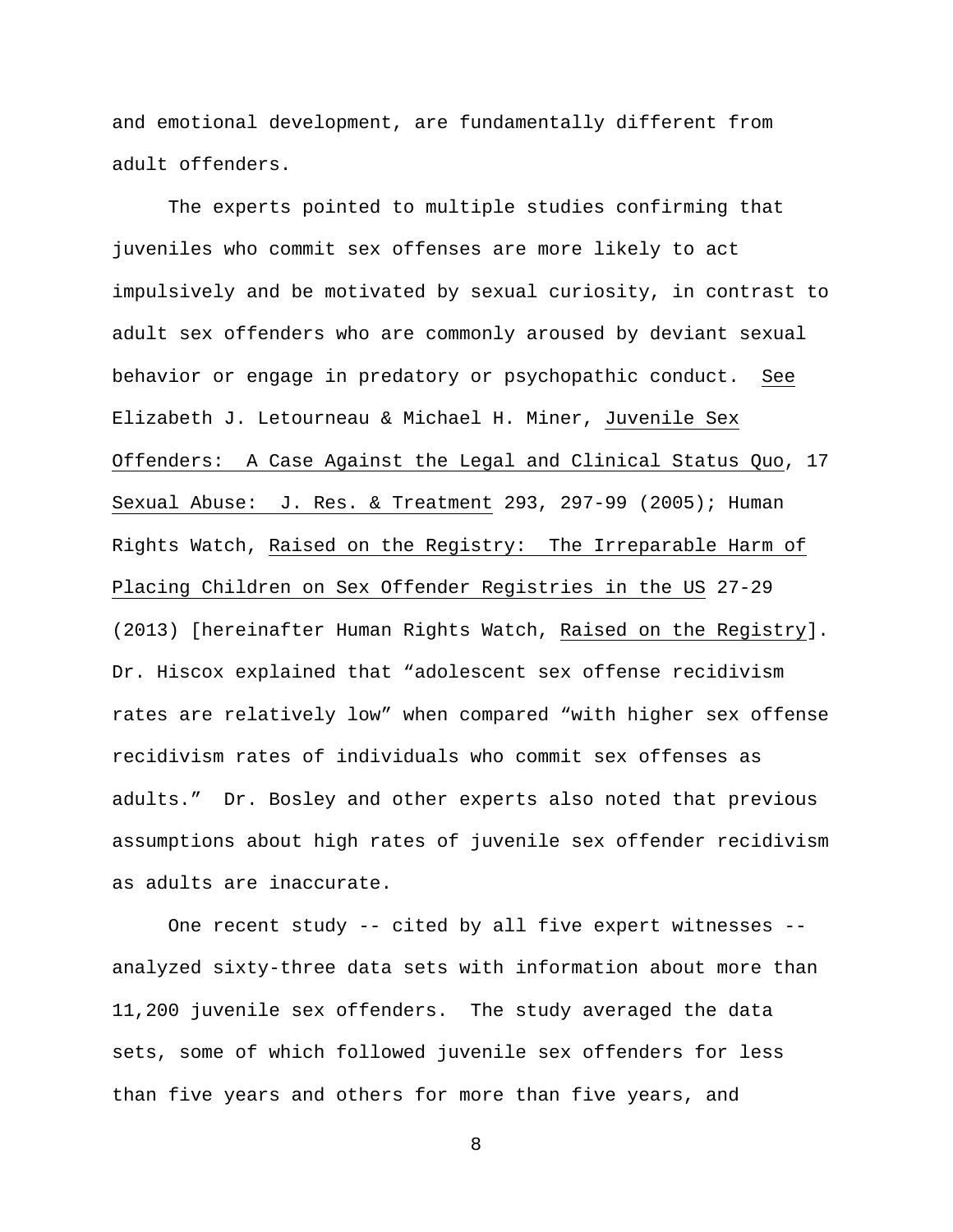and emotional development, are fundamentally different from adult offenders.

The experts pointed to multiple studies confirming that juveniles who commit sex offenses are more likely to act impulsively and be motivated by sexual curiosity, in contrast to adult sex offenders who are commonly aroused by deviant sexual behavior or engage in predatory or psychopathic conduct. See Elizabeth J. Letourneau & Michael H. Miner, Juvenile Sex Offenders: A Case Against the Legal and Clinical Status Quo, 17 Sexual Abuse: J. Res. & Treatment 293, 297-99 (2005); Human Rights Watch, Raised on the Registry: The Irreparable Harm of Placing Children on Sex Offender Registries in the US 27-29 (2013) [hereinafter Human Rights Watch, Raised on the Registry]. Dr. Hiscox explained that “adolescent sex offense recidivism rates are relatively low” when compared “with higher sex offense recidivism rates of individuals who commit sex offenses as adults.” Dr. Bosley and other experts also noted that previous assumptions about high rates of juvenile sex offender recidivism as adults are inaccurate.

One recent study -- cited by all five expert witnesses -- analyzed sixty-three data sets with information about more than 11,200 juvenile sex offenders. The study averaged the data sets, some of which followed juvenile sex offenders for less than five years and others for more than five years, and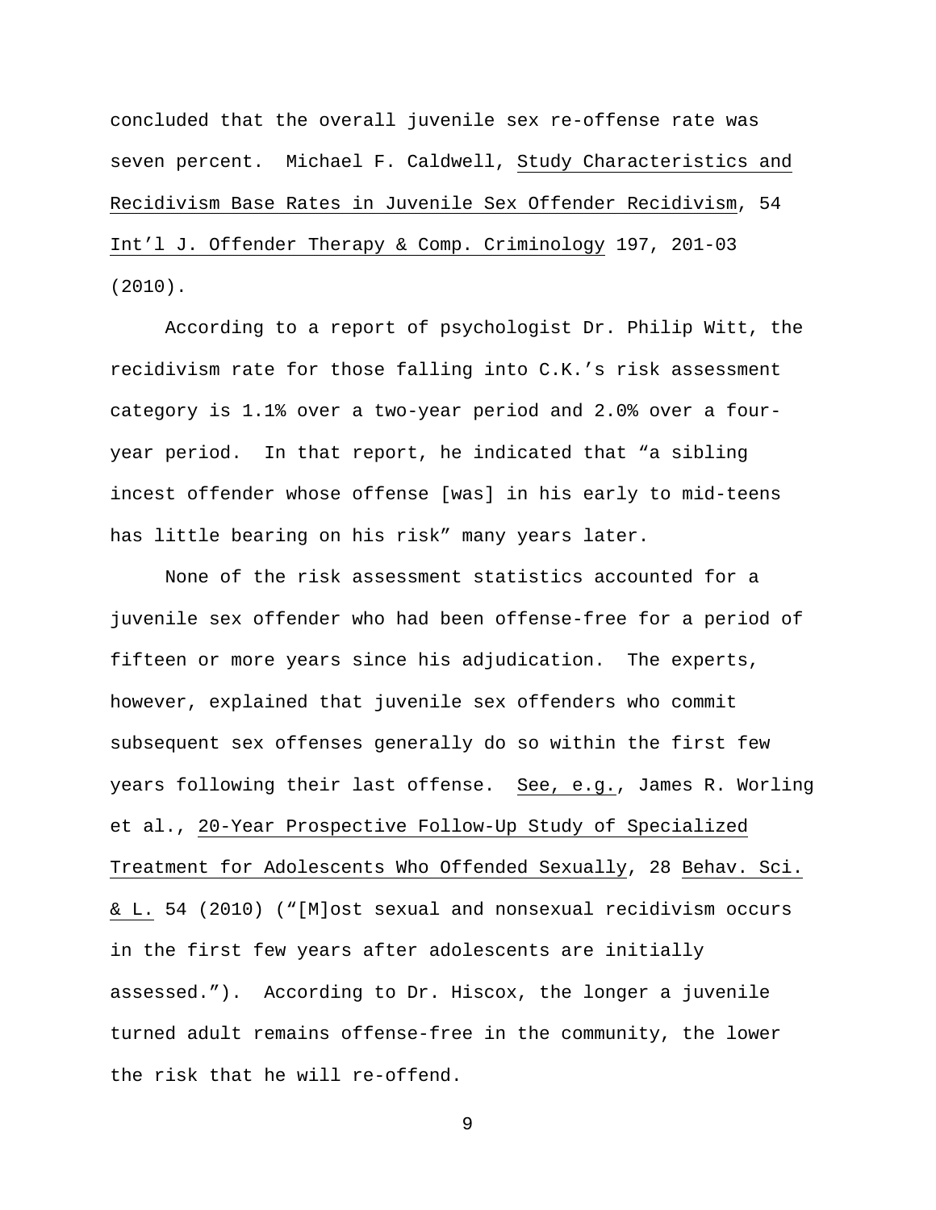concluded that the overall juvenile sex re-offense rate was seven percent. Michael F. Caldwell, Study Characteristics and Recidivism Base Rates in Juvenile Sex Offender Recidivism, 54 Int'l J. Offender Therapy & Comp. Criminology 197, 201-03 (2010).

According to a report of psychologist Dr. Philip Witt, the recidivism rate for those falling into C.K.'s risk assessment category is 1.1% over a two-year period and 2.0% over a four-year period. In that report, he indicated that "a sibling incest offender whose offense [was] in his early to mid-teens has little bearing on his risk" many years later.

None of the risk assessment statistics accounted for a juvenile sex offender who had been offense-free for a period of fifteen or more years since his adjudication. The experts, however, explained that juvenile sex offenders who commit subsequent sex offenses generally do so within the first few years following their last offense. See, e.g., James R. Worling et al., 20-Year Prospective Follow-Up Study of Specialized Treatment for Adolescents Who Offended Sexually, 28 Behav. Sci. & L. 54 (2010) ("[M]ost sexual and nonsexual recidivism occurs in the first few years after adolescents are initially assessed."). According to Dr. Hiscox, the longer a juvenile turned adult remains offense-free in the community, the lower the risk that he will re-offend.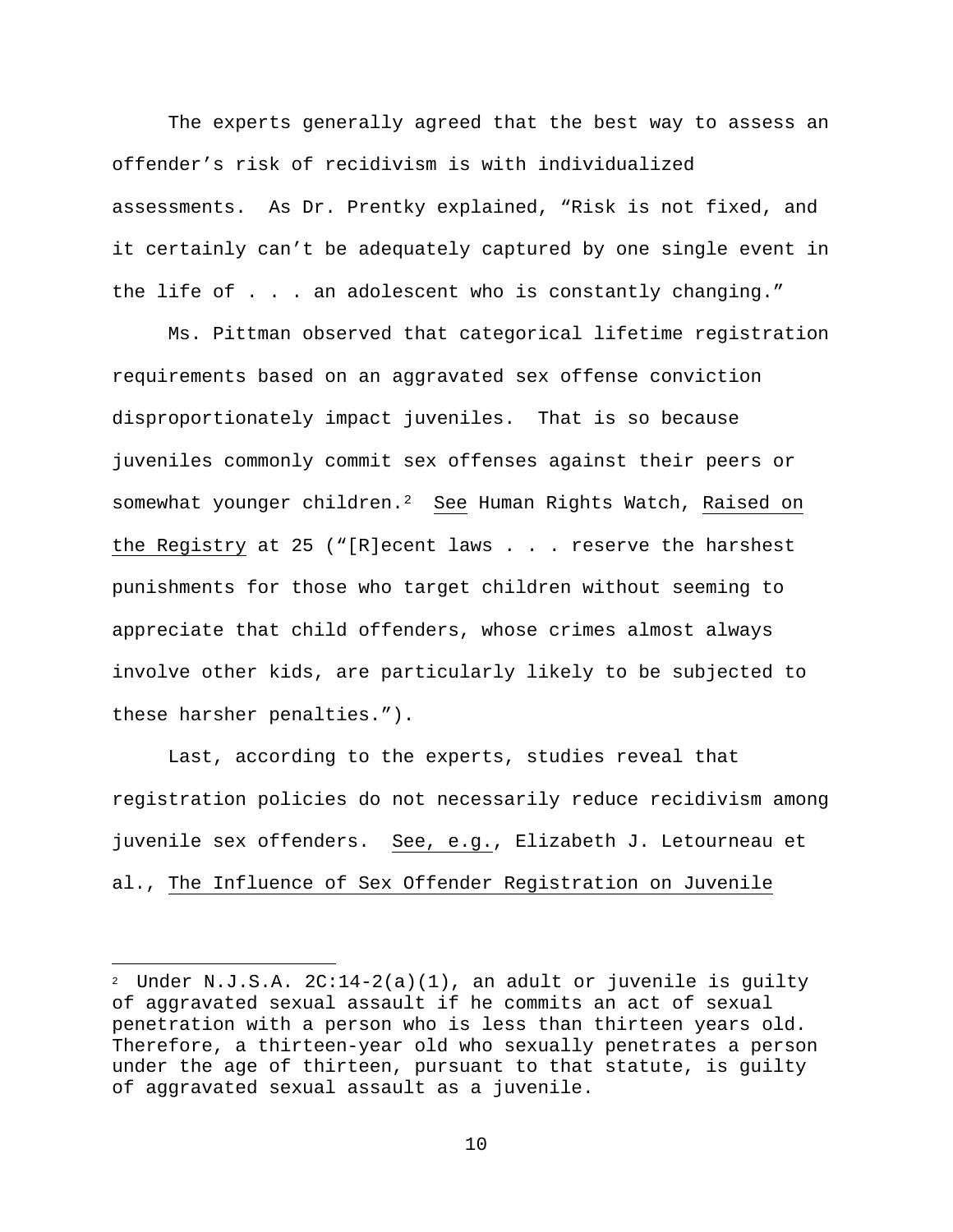The experts generally agreed that the best way to assess an offender's risk of recidivism is with individualized assessments. As Dr. Prentky explained, "Risk is not fixed, and it certainly can't be adequately captured by one single event in the life of . . . an adolescent who is constantly changing."

Ms. Pittman observed that categorical lifetime registration requirements based on an aggravated sex offense conviction disproportionately impact juveniles. That is so because juveniles commonly commit sex offenses against their peers or somewhat younger children.[2] See Human Rights Watch, Raised on the Registry at 25 ("[R]ecent laws . . . reserve the harshest punishments for those who target children without seeming to appreciate that child offenders, whose crimes almost always involve other kids, are particularly likely to be subjected to these harsher penalties.").

Last, according to the experts, studies reveal that registration policies do not necessarily reduce recidivism among juvenile sex offenders. See, e.g., Elizabeth J. Letourneau et al., The Influence of Sex Offender Registration on Juvenile

---

[2] Under N.J.S.A. 2C:14-2(a)(1), an adult or juvenile is guilty of aggravated sexual assault if he commits an act of sexual penetration with a person who is less than thirteen years old. Therefore, a thirteen-year old who sexually penetrates a person under the age of thirteen, pursuant to that statute, is guilty of aggravated sexual assault as a juvenile.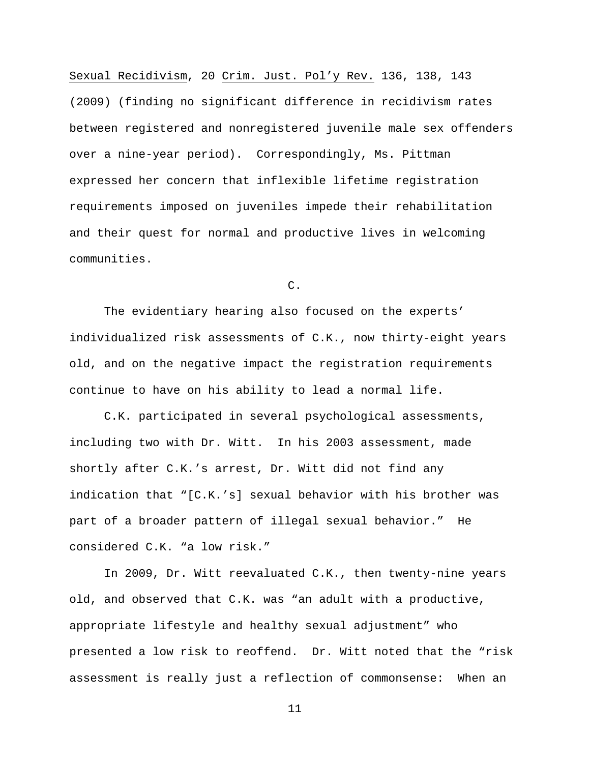Sexual Recidivism, 20 Crim. Just. Pol'y Rev. 136, 138, 143 (2009) (finding no significant difference in recidivism rates between registered and nonregistered juvenile male sex offenders over a nine-year period). Correspondingly, Ms. Pittman expressed her concern that inflexible lifetime registration requirements imposed on juveniles impede their rehabilitation and their quest for normal and productive lives in welcoming communities.

C.

The evidentiary hearing also focused on the experts' individualized risk assessments of C.K., now thirty-eight years old, and on the negative impact the registration requirements continue to have on his ability to lead a normal life.

C.K. participated in several psychological assessments, including two with Dr. Witt. In his 2003 assessment, made shortly after C.K.'s arrest, Dr. Witt did not find any indication that "[C.K.'s] sexual behavior with his brother was part of a broader pattern of illegal sexual behavior." He considered C.K. "a low risk."

In 2009, Dr. Witt reevaluated C.K., then twenty-nine years old, and observed that C.K. was "an adult with a productive, appropriate lifestyle and healthy sexual adjustment" who presented a low risk to reoffend. Dr. Witt noted that the "risk assessment is really just a reflection of commonsense: When an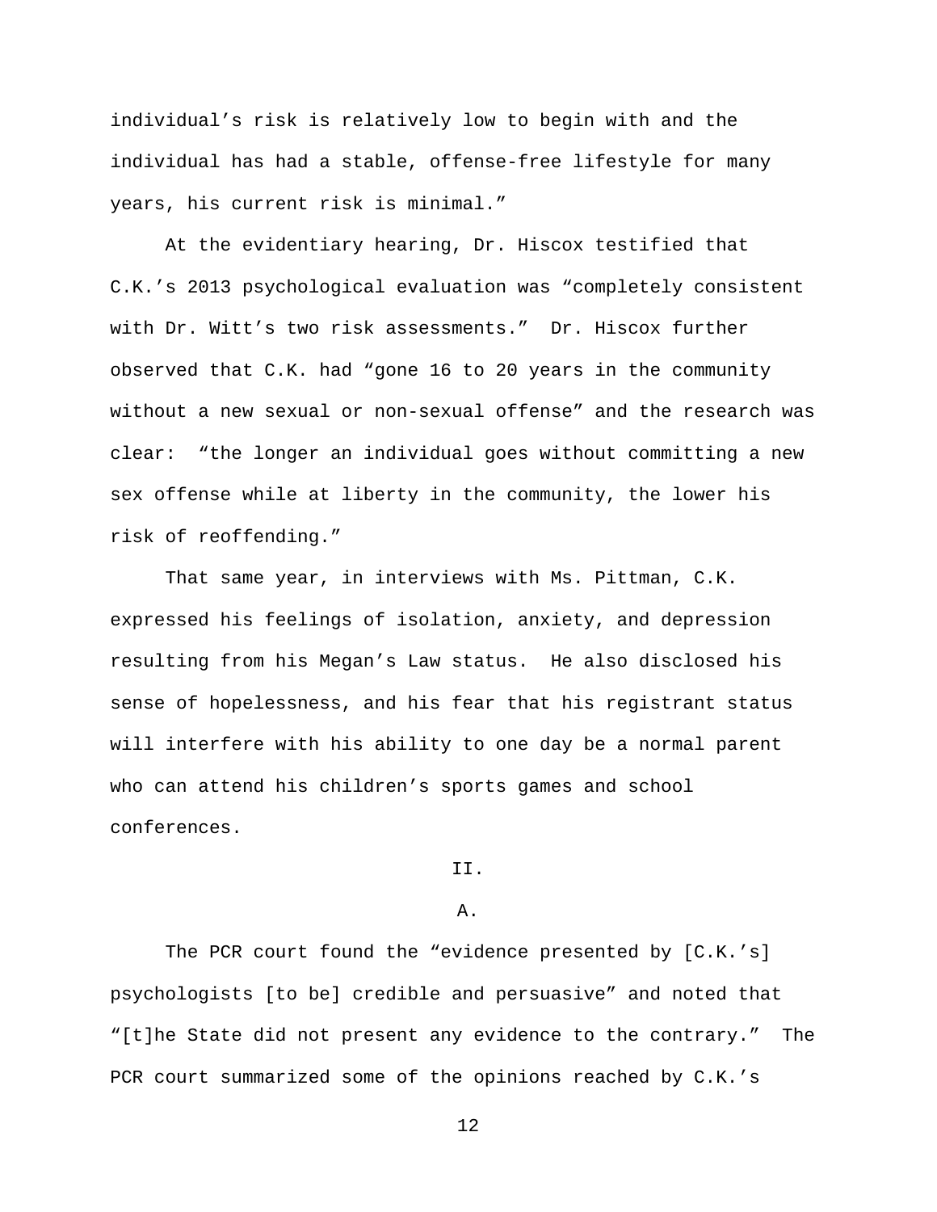individual’s risk is relatively low to begin with and the individual has had a stable, offense-free lifestyle for many years, his current risk is minimal.”

At the evidentiary hearing, Dr. Hiscox testified that C.K.’s 2013 psychological evaluation was “completely consistent with Dr. Witt’s two risk assessments.” Dr. Hiscox further observed that C.K. had “gone 16 to 20 years in the community without a new sexual or non-sexual offense” and the research was clear: “the longer an individual goes without committing a new sex offense while at liberty in the community, the lower his risk of reoffending.”

That same year, in interviews with Ms. Pittman, C.K. expressed his feelings of isolation, anxiety, and depression resulting from his Megan’s Law status. He also disclosed his sense of hopelessness, and his fear that his registrant status will interfere with his ability to one day be a normal parent who can attend his children’s sports games and school conferences.

## II.

### A.

The PCR court found the “evidence presented by [C.K.’s] psychologists [to be] credible and persuasive” and noted that “[t]he State did not present any evidence to the contrary.” The PCR court summarized some of the opinions reached by C.K.’s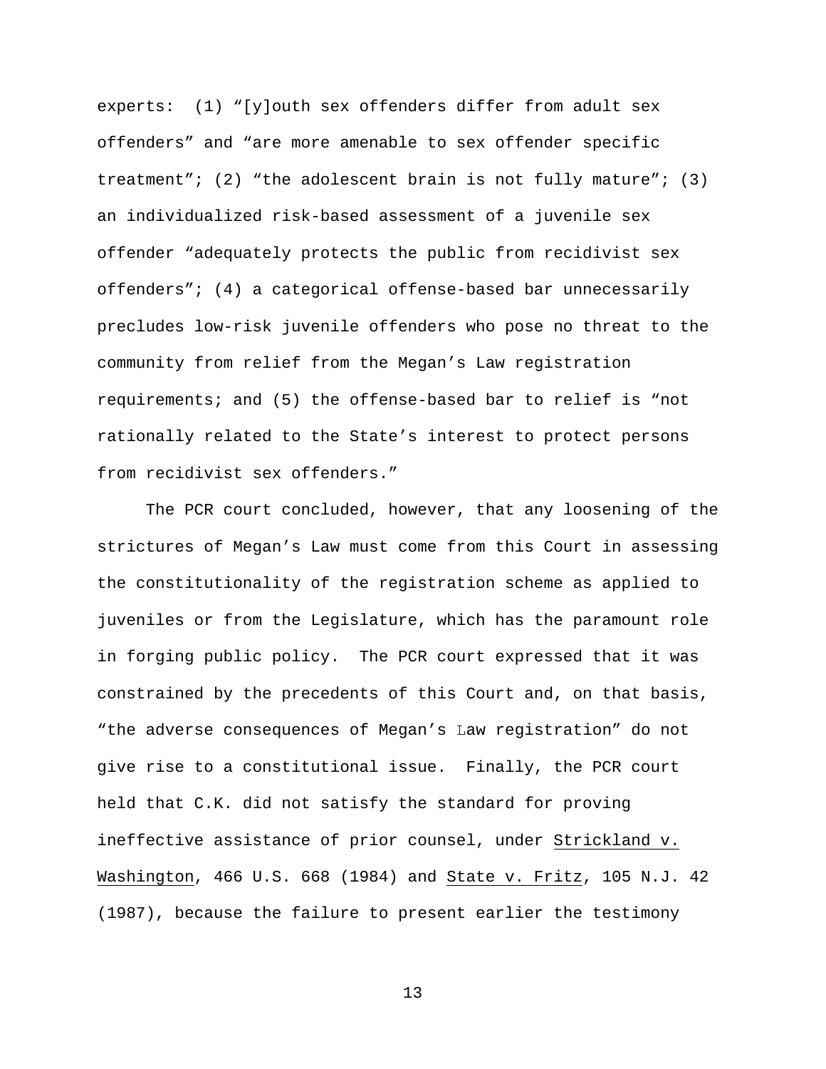experts: (1) "[y]outh sex offenders differ from adult sex offenders" and "are more amenable to sex offender specific treatment"; (2) "the adolescent brain is not fully mature"; (3) an individualized risk-based assessment of a juvenile sex offender "adequately protects the public from recidivist sex offenders"; (4) a categorical offense-based bar unnecessarily precludes low-risk juvenile offenders who pose no threat to the community from relief from the Megan's Law registration requirements; and (5) the offense-based bar to relief is "not rationally related to the State's interest to protect persons from recidivist sex offenders."

The PCR court concluded, however, that any loosening of the strictures of Megan's Law must come from this Court in assessing the constitutionality of the registration scheme as applied to juveniles or from the Legislature, which has the paramount role in forging public policy. The PCR court expressed that it was constrained by the precedents of this Court and, on that basis, "the adverse consequences of Megan's Law registration" do not give rise to a constitutional issue. Finally, the PCR court held that C.K. did not satisfy the standard for proving ineffective assistance of prior counsel, under Strickland v. Washington, 466 U.S. 668 (1984) and State v. Fritz, 105 N.J. 42 (1987), because the failure to present earlier the testimony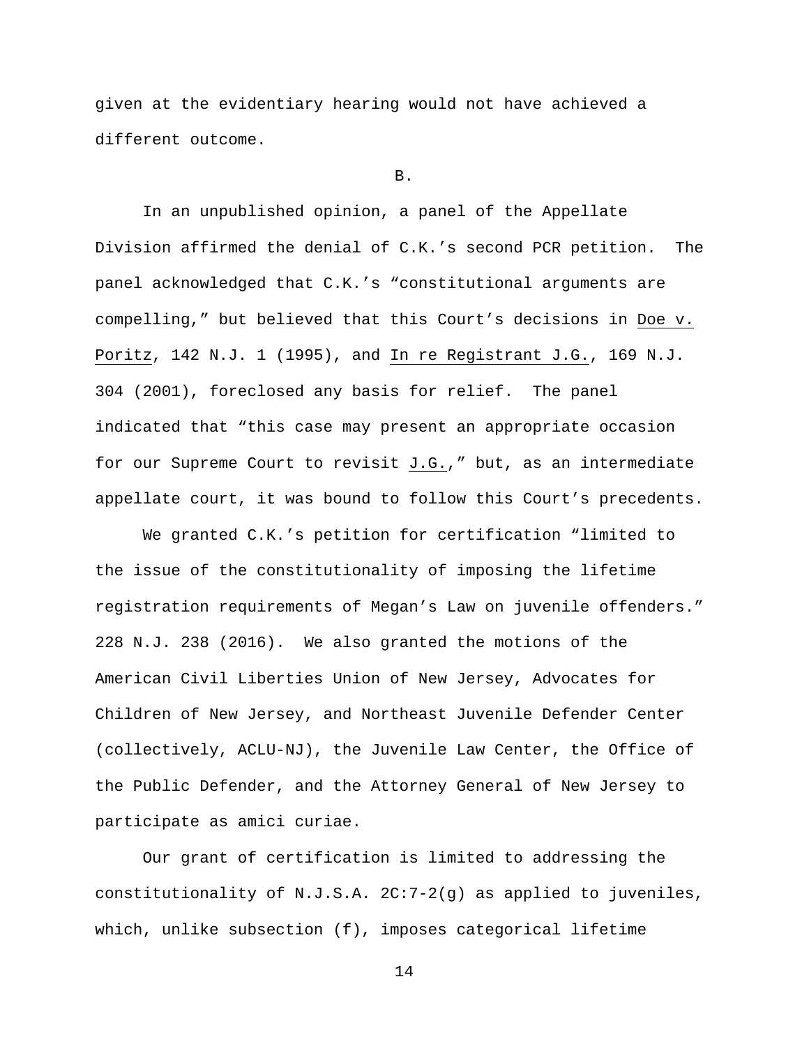given at the evidentiary hearing would not have achieved a different outcome.

B.

In an unpublished opinion, a panel of the Appellate Division affirmed the denial of C.K.'s second PCR petition. The panel acknowledged that C.K.'s "constitutional arguments are compelling," but believed that this Court's decisions in Doe v. Poritz, 142 N.J. 1 (1995), and In re Registrant J.G., 169 N.J. 304 (2001), foreclosed any basis for relief. The panel indicated that "this case may present an appropriate occasion for our Supreme Court to revisit J.G.," but, as an intermediate appellate court, it was bound to follow this Court's precedents.

We granted C.K.'s petition for certification "limited to the issue of the constitutionality of imposing the lifetime registration requirements of Megan's Law on juvenile offenders." 228 N.J. 238 (2016). We also granted the motions of the American Civil Liberties Union of New Jersey, Advocates for Children of New Jersey, and Northeast Juvenile Defender Center (collectively, ACLU-NJ), the Juvenile Law Center, the Office of the Public Defender, and the Attorney General of New Jersey to participate as amici curiae.

Our grant of certification is limited to addressing the constitutionality of N.J.S.A. 2C:7-2(g) as applied to juveniles, which, unlike subsection (f), imposes categorical lifetime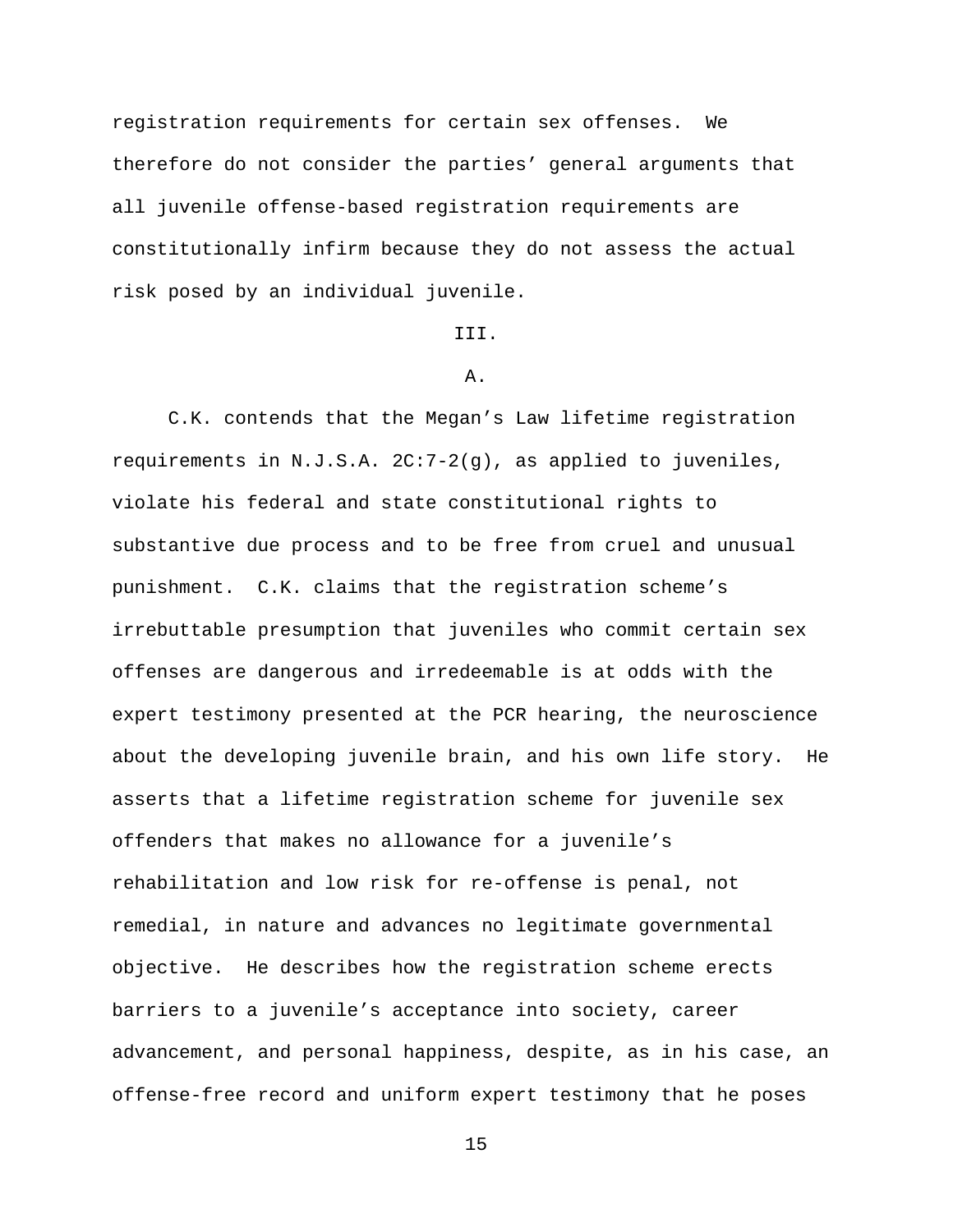registration requirements for certain sex offenses. We therefore do not consider the parties' general arguments that all juvenile offense-based registration requirements are constitutionally infirm because they do not assess the actual risk posed by an individual juvenile.

## III.

### A.

C.K. contends that the Megan's Law lifetime registration requirements in N.J.S.A. 2C:7-2(g), as applied to juveniles, violate his federal and state constitutional rights to substantive due process and to be free from cruel and unusual punishment. C.K. claims that the registration scheme's irrebuttable presumption that juveniles who commit certain sex offenses are dangerous and irredeemable is at odds with the expert testimony presented at the PCR hearing, the neuroscience about the developing juvenile brain, and his own life story. He asserts that a lifetime registration scheme for juvenile sex offenders that makes no allowance for a juvenile's rehabilitation and low risk for re-offense is penal, not remedial, in nature and advances no legitimate governmental objective. He describes how the registration scheme erects barriers to a juvenile's acceptance into society, career advancement, and personal happiness, despite, as in his case, an offense-free record and uniform expert testimony that he poses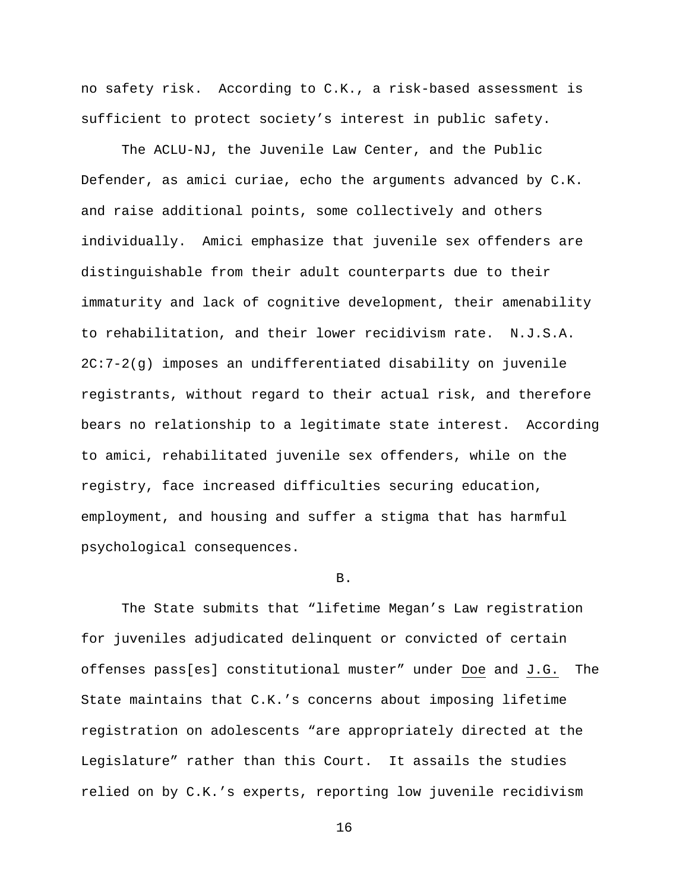no safety risk. According to C.K., a risk-based assessment is sufficient to protect society's interest in public safety.

The ACLU-NJ, the Juvenile Law Center, and the Public Defender, as amici curiae, echo the arguments advanced by C.K. and raise additional points, some collectively and others individually. Amici emphasize that juvenile sex offenders are distinguishable from their adult counterparts due to their immaturity and lack of cognitive development, their amenability to rehabilitation, and their lower recidivism rate. N.J.S.A. 2C:7-2(g) imposes an undifferentiated disability on juvenile registrants, without regard to their actual risk, and therefore bears no relationship to a legitimate state interest. According to amici, rehabilitated juvenile sex offenders, while on the registry, face increased difficulties securing education, employment, and housing and suffer a stigma that has harmful psychological consequences.

B.

The State submits that "lifetime Megan's Law registration for juveniles adjudicated delinquent or convicted of certain offenses pass[es] constitutional muster" under Doe and J.G. The State maintains that C.K.'s concerns about imposing lifetime registration on adolescents "are appropriately directed at the Legislature" rather than this Court. It assails the studies relied on by C.K.'s experts, reporting low juvenile recidivism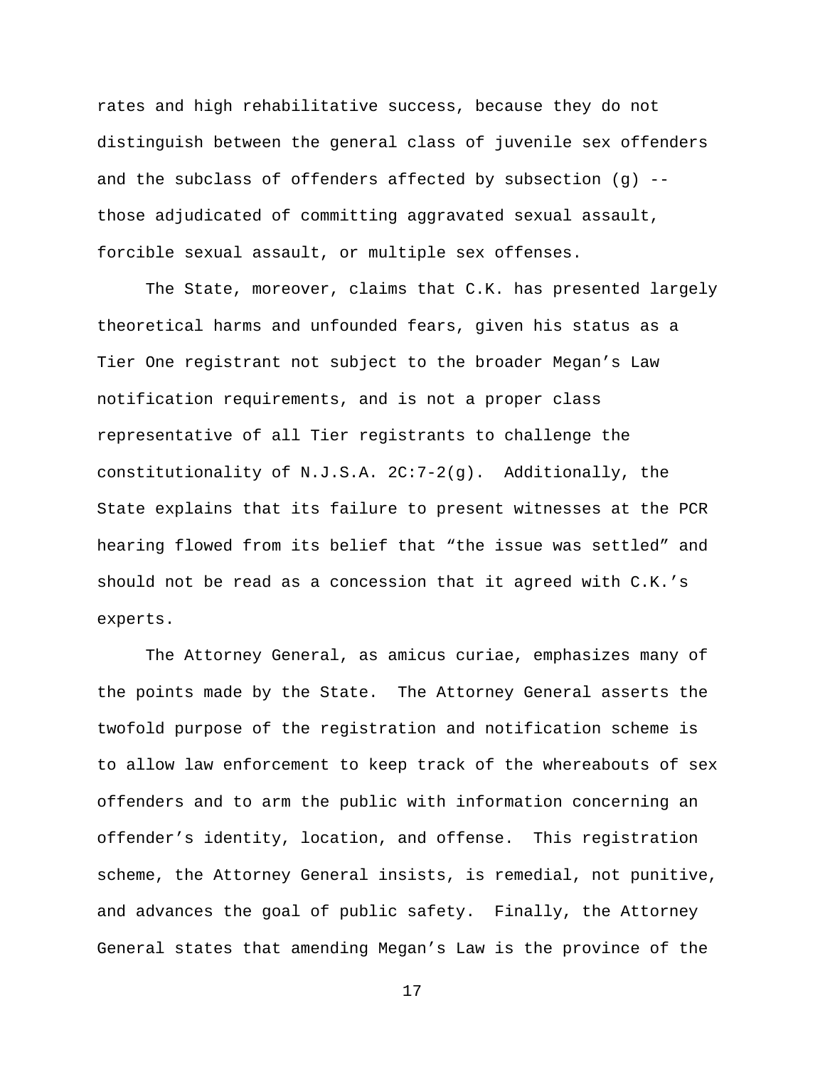rates and high rehabilitative success, because they do not distinguish between the general class of juvenile sex offenders and the subclass of offenders affected by subsection (g) -- those adjudicated of committing aggravated sexual assault, forcible sexual assault, or multiple sex offenses.

The State, moreover, claims that C.K. has presented largely theoretical harms and unfounded fears, given his status as a Tier One registrant not subject to the broader Megan's Law notification requirements, and is not a proper class representative of all Tier registrants to challenge the constitutionality of N.J.S.A. 2C:7-2(g). Additionally, the State explains that its failure to present witnesses at the PCR hearing flowed from its belief that "the issue was settled" and should not be read as a concession that it agreed with C.K.'s experts.

The Attorney General, as amicus curiae, emphasizes many of the points made by the State. The Attorney General asserts the twofold purpose of the registration and notification scheme is to allow law enforcement to keep track of the whereabouts of sex offenders and to arm the public with information concerning an offender's identity, location, and offense. This registration scheme, the Attorney General insists, is remedial, not punitive, and advances the goal of public safety. Finally, the Attorney General states that amending Megan's Law is the province of the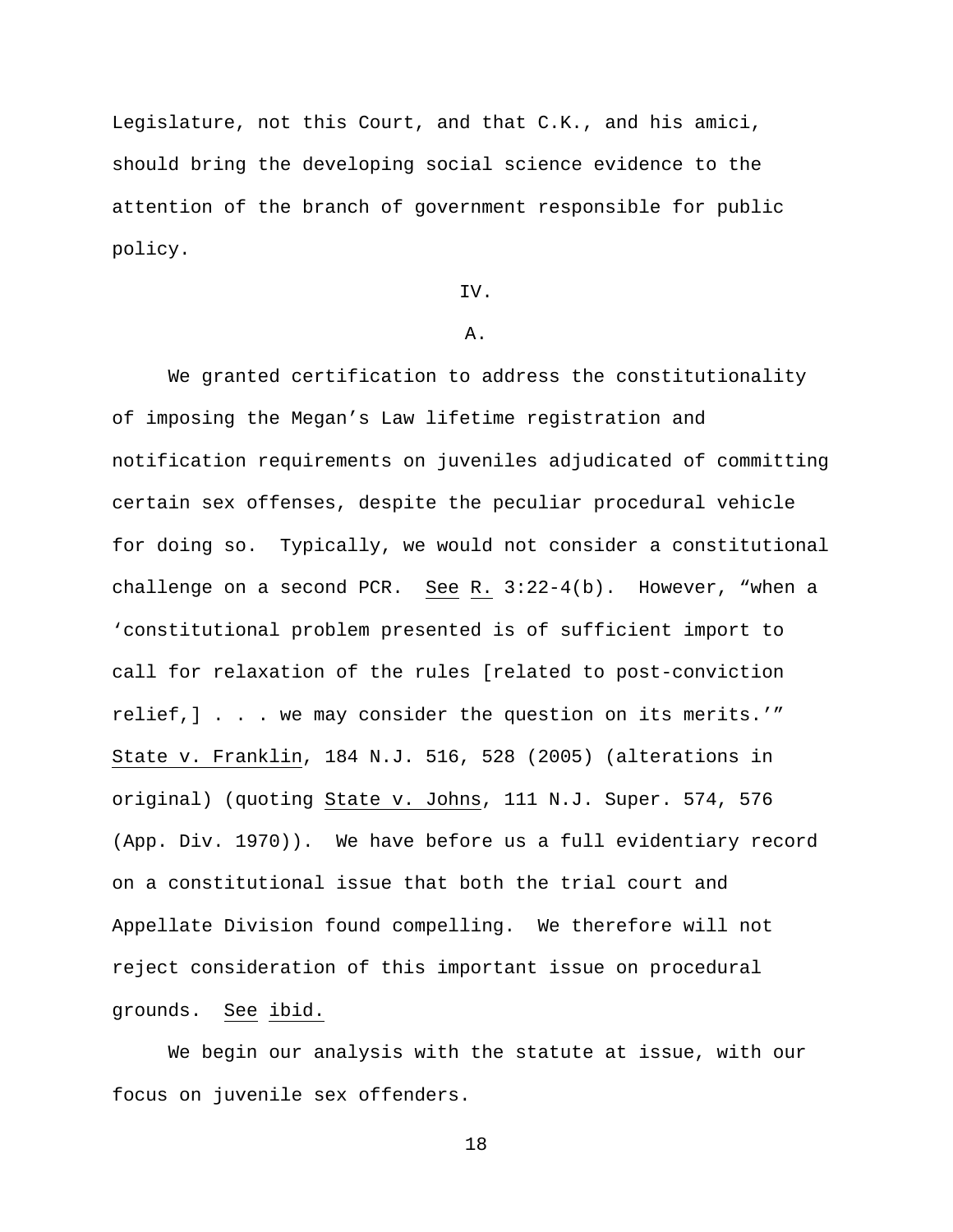Legislature, not this Court, and that C.K., and his amici, should bring the developing social science evidence to the attention of the branch of government responsible for public policy.

IV.

A.

We granted certification to address the constitutionality of imposing the Megan's Law lifetime registration and notification requirements on juveniles adjudicated of committing certain sex offenses, despite the peculiar procedural vehicle for doing so. Typically, we would not consider a constitutional challenge on a second PCR. See R. 3:22-4(b). However, "when a 'constitutional problem presented is of sufficient import to call for relaxation of the rules [related to post-conviction relief,] . . . we may consider the question on its merits.'" State v. Franklin, 184 N.J. 516, 528 (2005) (alterations in original) (quoting State v. Johns, 111 N.J. Super. 574, 576 (App. Div. 1970)). We have before us a full evidentiary record on a constitutional issue that both the trial court and Appellate Division found compelling. We therefore will not reject consideration of this important issue on procedural grounds. See ibid.

We begin our analysis with the statute at issue, with our focus on juvenile sex offenders.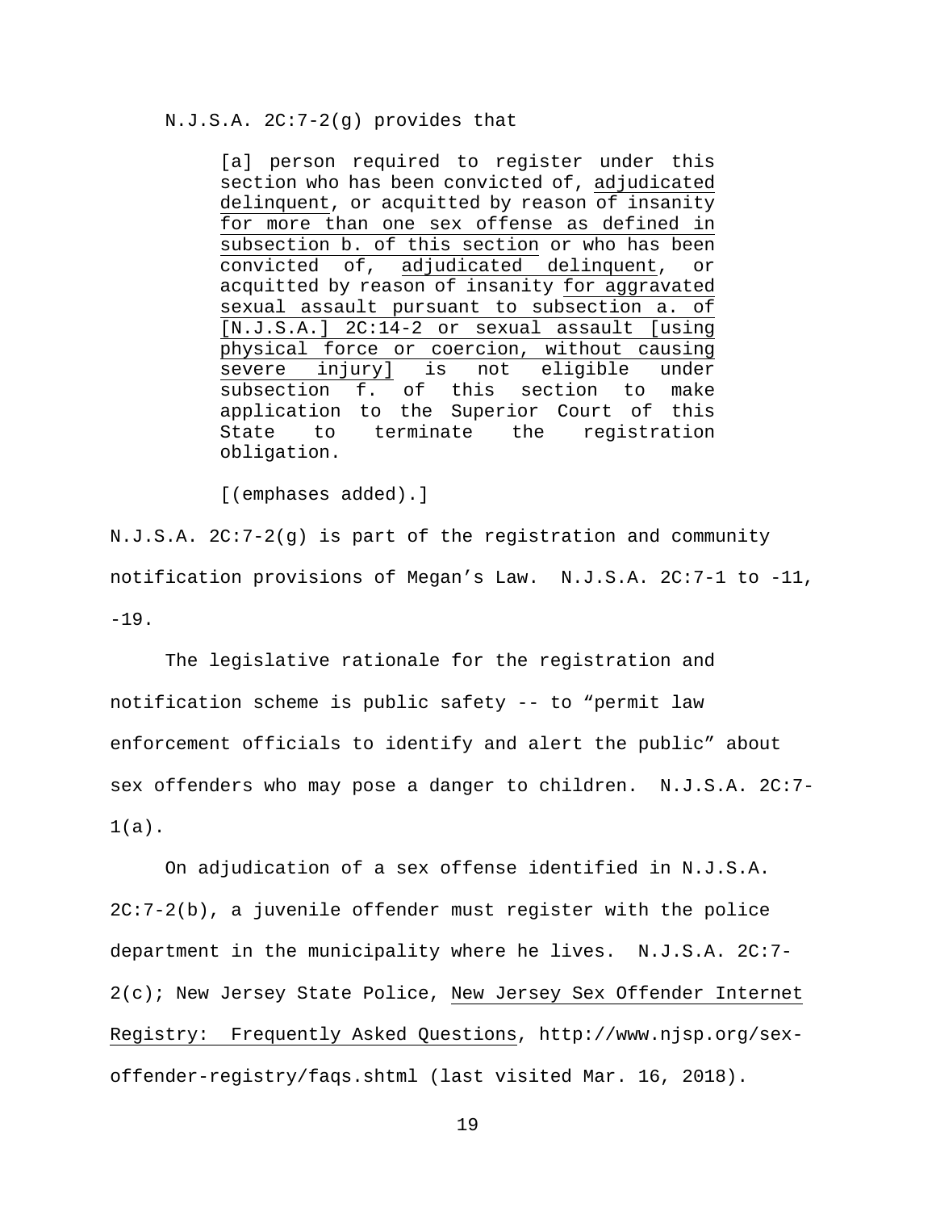N.J.S.A. 2C:7-2(g) provides that

> [a] person required to register under this section who has been convicted of, <u>adjudicated delinquent</u>, or acquitted by reason <u>of insanity for more than one sex offense as defined in subsection b. of this section</u> or who has been convicted of, <u>adjudicated delinquent</u>, or acquitted by reason of insanity <u>for aggravated sexual assault pursuant to subsection a. of [N.J.S.A.] 2C:14-2 or sexual assault [using physical force or coercion, without causing severe injury]</u> is not eligible under subsection f. of this section to make application to the Superior Court of this State to terminate the registration obligation.
>
> [(emphases added).]

N.J.S.A. 2C:7-2(g) is part of the registration and community notification provisions of Megan's Law. N.J.S.A. 2C:7-1 to -11, -19.

The legislative rationale for the registration and notification scheme is public safety -- to "permit law enforcement officials to identify and alert the public" about sex offenders who may pose a danger to children. N.J.S.A. 2C:7-1(a).

On adjudication of a sex offense identified in N.J.S.A. 2C:7-2(b), a juvenile offender must register with the police department in the municipality where he lives. N.J.S.A. 2C:7-2(c); New Jersey State Police, <u>New Jersey Sex Offender Internet Registry: Frequently Asked Questions</u>, http://www.njsp.org/sex-offender-registry/faqs.shtml (last visited Mar. 16, 2018).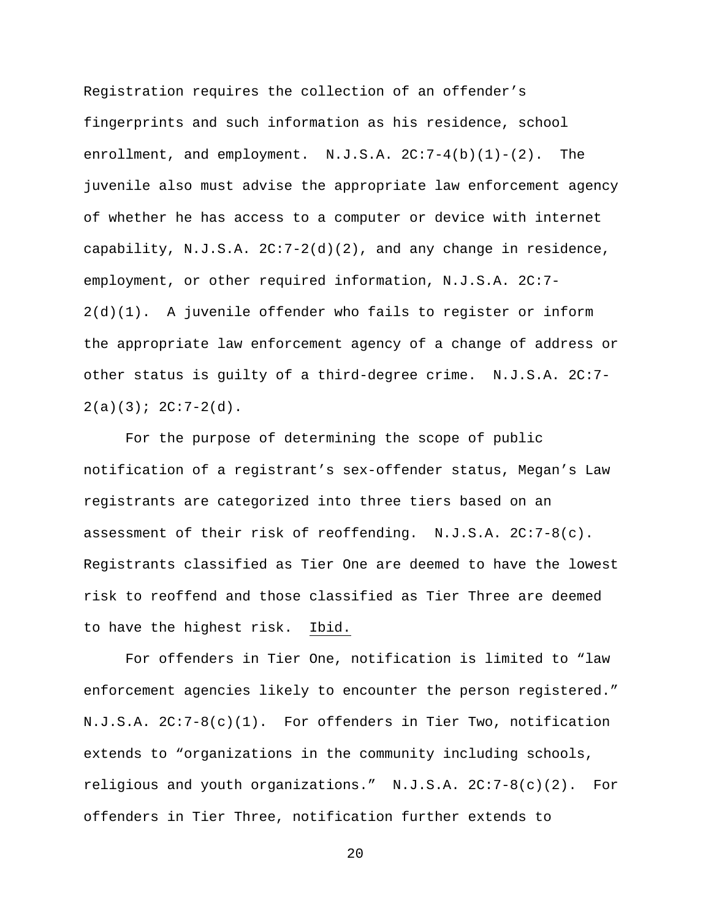Registration requires the collection of an offender's fingerprints and such information as his residence, school enrollment, and employment. N.J.S.A. 2C:7-4(b)(1)-(2). The juvenile also must advise the appropriate law enforcement agency of whether he has access to a computer or device with internet capability, N.J.S.A. 2C:7-2(d)(2), and any change in residence, employment, or other required information, N.J.S.A. 2C:7-2(d)(1). A juvenile offender who fails to register or inform the appropriate law enforcement agency of a change of address or other status is guilty of a third-degree crime. N.J.S.A. 2C:7-2(a)(3); 2C:7-2(d).

For the purpose of determining the scope of public notification of a registrant's sex-offender status, Megan's Law registrants are categorized into three tiers based on an assessment of their risk of reoffending. N.J.S.A. 2C:7-8(c). Registrants classified as Tier One are deemed to have the lowest risk to reoffend and those classified as Tier Three are deemed to have the highest risk. Ibid.

For offenders in Tier One, notification is limited to "law enforcement agencies likely to encounter the person registered." N.J.S.A. 2C:7-8(c)(1). For offenders in Tier Two, notification extends to "organizations in the community including schools, religious and youth organizations." N.J.S.A. 2C:7-8(c)(2). For offenders in Tier Three, notification further extends to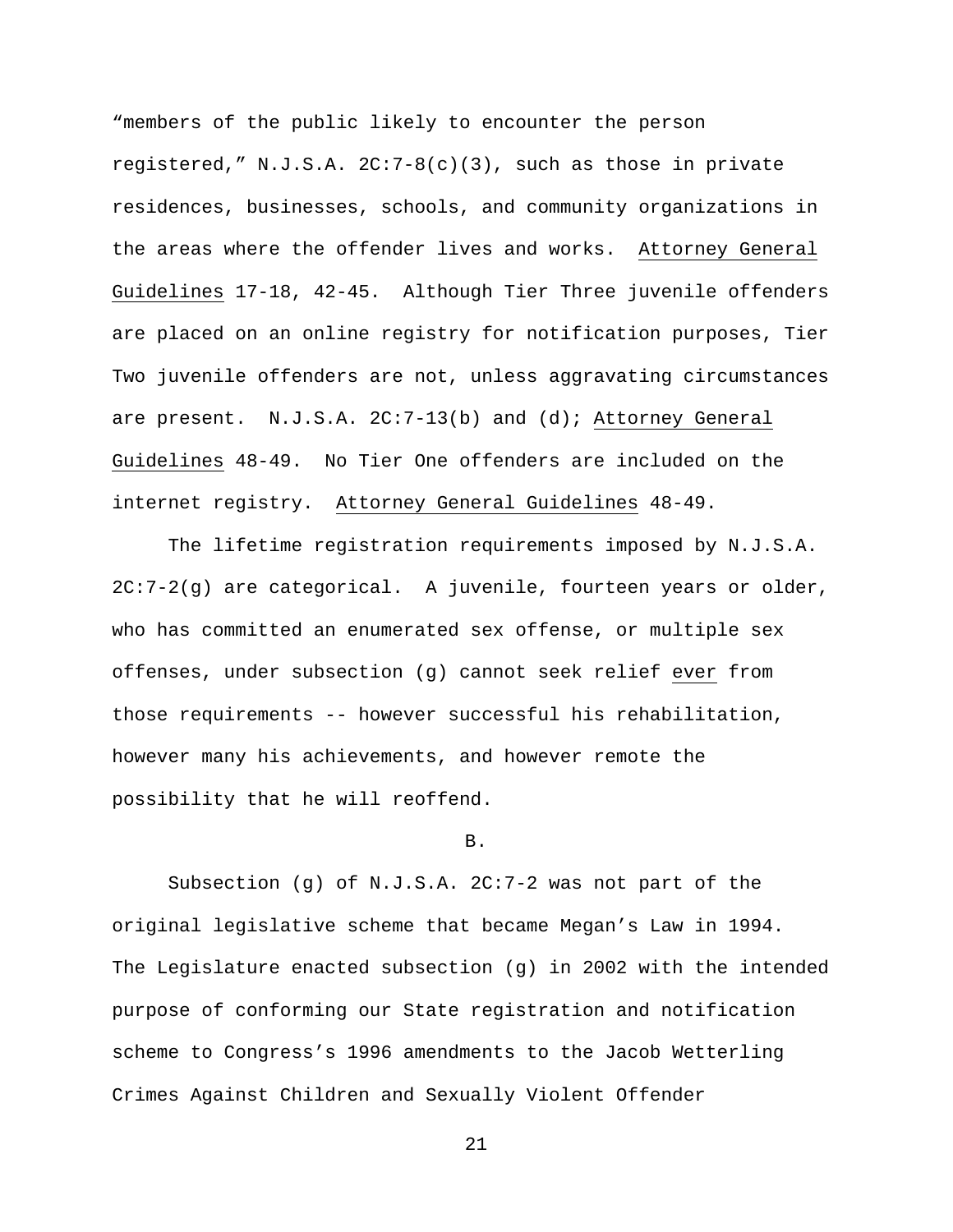"members of the public likely to encounter the person registered," N.J.S.A. 2C:7-8(c)(3), such as those in private residences, businesses, schools, and community organizations in the areas where the offender lives and works. _Attorney General Guidelines_ 17-18, 42-45. Although Tier Three juvenile offenders are placed on an online registry for notification purposes, Tier Two juvenile offenders are not, unless aggravating circumstances are present. N.J.S.A. 2C:7-13(b) and (d); _Attorney General Guidelines_ 48-49. No Tier One offenders are included on the internet registry. _Attorney General Guidelines_ 48-49.

The lifetime registration requirements imposed by N.J.S.A. 2C:7-2(g) are categorical. A juvenile, fourteen years or older, who has committed an enumerated sex offense, or multiple sex offenses, under subsection (g) cannot seek relief _ever_ from those requirements -- however successful his rehabilitation, however many his achievements, and however remote the possibility that he will reoffend.

B.

Subsection (g) of N.J.S.A. 2C:7-2 was not part of the original legislative scheme that became Megan's Law in 1994. The Legislature enacted subsection (g) in 2002 with the intended purpose of conforming our State registration and notification scheme to Congress's 1996 amendments to the Jacob Wetterling Crimes Against Children and Sexually Violent Offender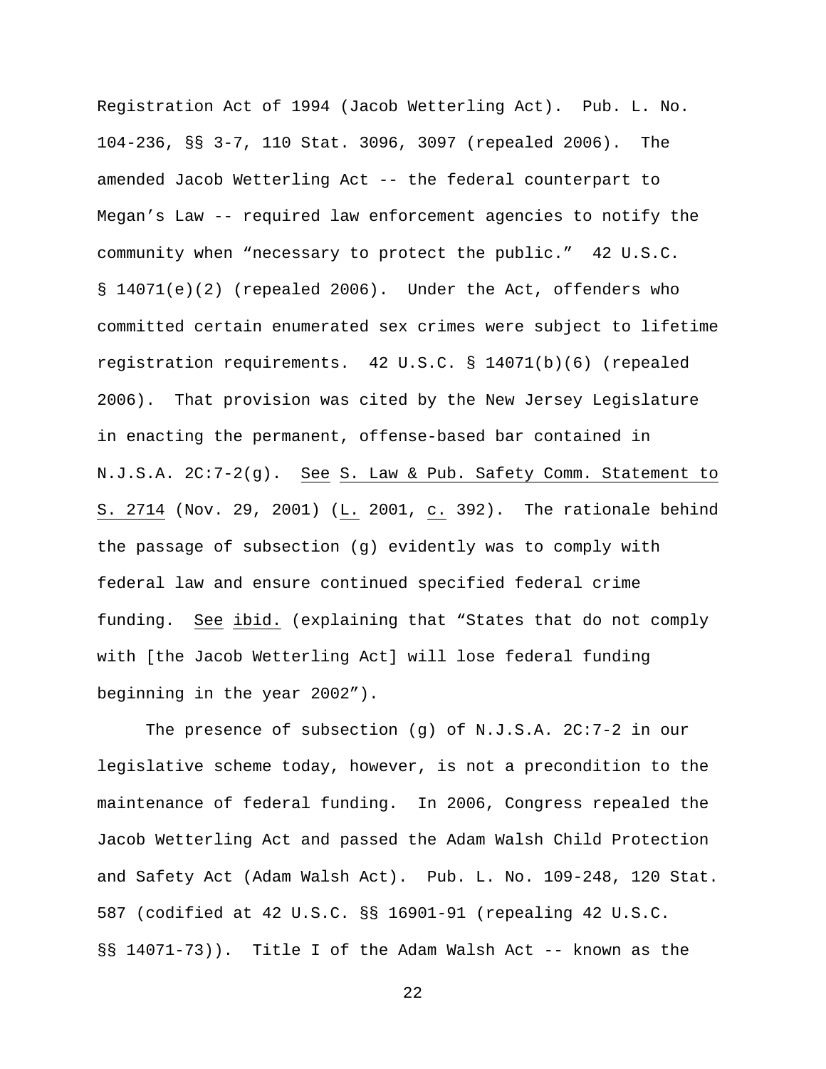Registration Act of 1994 (Jacob Wetterling Act). Pub. L. No. 104-236, §§ 3-7, 110 Stat. 3096, 3097 (repealed 2006). The amended Jacob Wetterling Act -- the federal counterpart to Megan's Law -- required law enforcement agencies to notify the community when "necessary to protect the public." 42 U.S.C. § 14071(e)(2) (repealed 2006). Under the Act, offenders who committed certain enumerated sex crimes were subject to lifetime registration requirements. 42 U.S.C. § 14071(b)(6) (repealed 2006). That provision was cited by the New Jersey Legislature in enacting the permanent, offense-based bar contained in N.J.S.A. 2C:7-2(g). See S. Law & Pub. Safety Comm. Statement to S. 2714 (Nov. 29, 2001) (L. 2001, c. 392). The rationale behind the passage of subsection (g) evidently was to comply with federal law and ensure continued specified federal crime funding. See ibid. (explaining that "States that do not comply with [the Jacob Wetterling Act] will lose federal funding beginning in the year 2002").

The presence of subsection (g) of N.J.S.A. 2C:7-2 in our legislative scheme today, however, is not a precondition to the maintenance of federal funding. In 2006, Congress repealed the Jacob Wetterling Act and passed the Adam Walsh Child Protection and Safety Act (Adam Walsh Act). Pub. L. No. 109-248, 120 Stat. 587 (codified at 42 U.S.C. §§ 16901-91 (repealing 42 U.S.C. §§ 14071-73)). Title I of the Adam Walsh Act -- known as the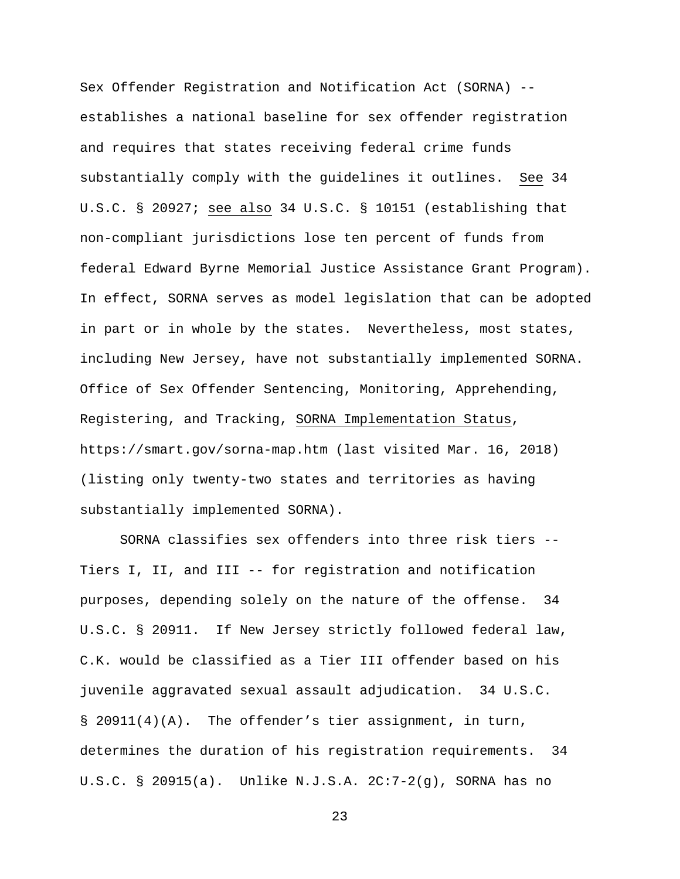Sex Offender Registration and Notification Act (SORNA) -- establishes a national baseline for sex offender registration and requires that states receiving federal crime funds substantially comply with the guidelines it outlines. See 34 U.S.C. § 20927; see also 34 U.S.C. § 10151 (establishing that non-compliant jurisdictions lose ten percent of funds from federal Edward Byrne Memorial Justice Assistance Grant Program). In effect, SORNA serves as model legislation that can be adopted in part or in whole by the states. Nevertheless, most states, including New Jersey, have not substantially implemented SORNA. Office of Sex Offender Sentencing, Monitoring, Apprehending, Registering, and Tracking, SORNA Implementation Status, https://smart.gov/sorna-map.htm (last visited Mar. 16, 2018) (listing only twenty-two states and territories as having substantially implemented SORNA).

SORNA classifies sex offenders into three risk tiers -- Tiers I, II, and III -- for registration and notification purposes, depending solely on the nature of the offense. 34 U.S.C. § 20911. If New Jersey strictly followed federal law, C.K. would be classified as a Tier III offender based on his juvenile aggravated sexual assault adjudication. 34 U.S.C. § 20911(4)(A). The offender's tier assignment, in turn, determines the duration of his registration requirements. 34 U.S.C. § 20915(a). Unlike N.J.S.A. 2C:7-2(g), SORNA has no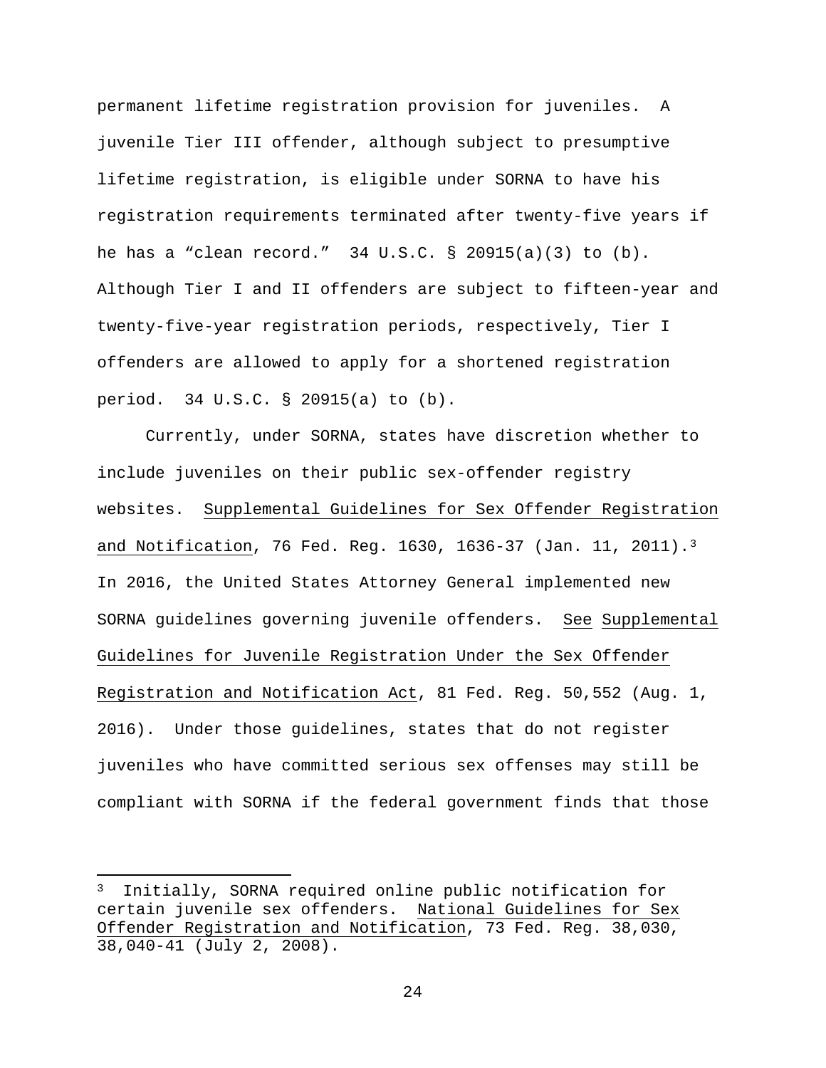permanent lifetime registration provision for juveniles. A juvenile Tier III offender, although subject to presumptive lifetime registration, is eligible under SORNA to have his registration requirements terminated after twenty-five years if he has a "clean record." 34 U.S.C. § 20915(a)(3) to (b). Although Tier I and II offenders are subject to fifteen-year and twenty-five-year registration periods, respectively, Tier I offenders are allowed to apply for a shortened registration period. 34 U.S.C. § 20915(a) to (b).

Currently, under SORNA, states have discretion whether to include juveniles on their public sex-offender registry websites. Supplemental Guidelines for Sex Offender Registration and Notification, 76 Fed. Reg. 1630, 1636-37 (Jan. 11, 2011).[3] In 2016, the United States Attorney General implemented new SORNA guidelines governing juvenile offenders. See Supplemental Guidelines for Juvenile Registration Under the Sex Offender Registration and Notification Act, 81 Fed. Reg. 50,552 (Aug. 1, 2016). Under those guidelines, states that do not register juveniles who have committed serious sex offenses may still be compliant with SORNA if the federal government finds that those

---

[3] Initially, SORNA required online public notification for certain juvenile sex offenders. National Guidelines for Sex Offender Registration and Notification, 73 Fed. Reg. 38,030, 38,040-41 (July 2, 2008).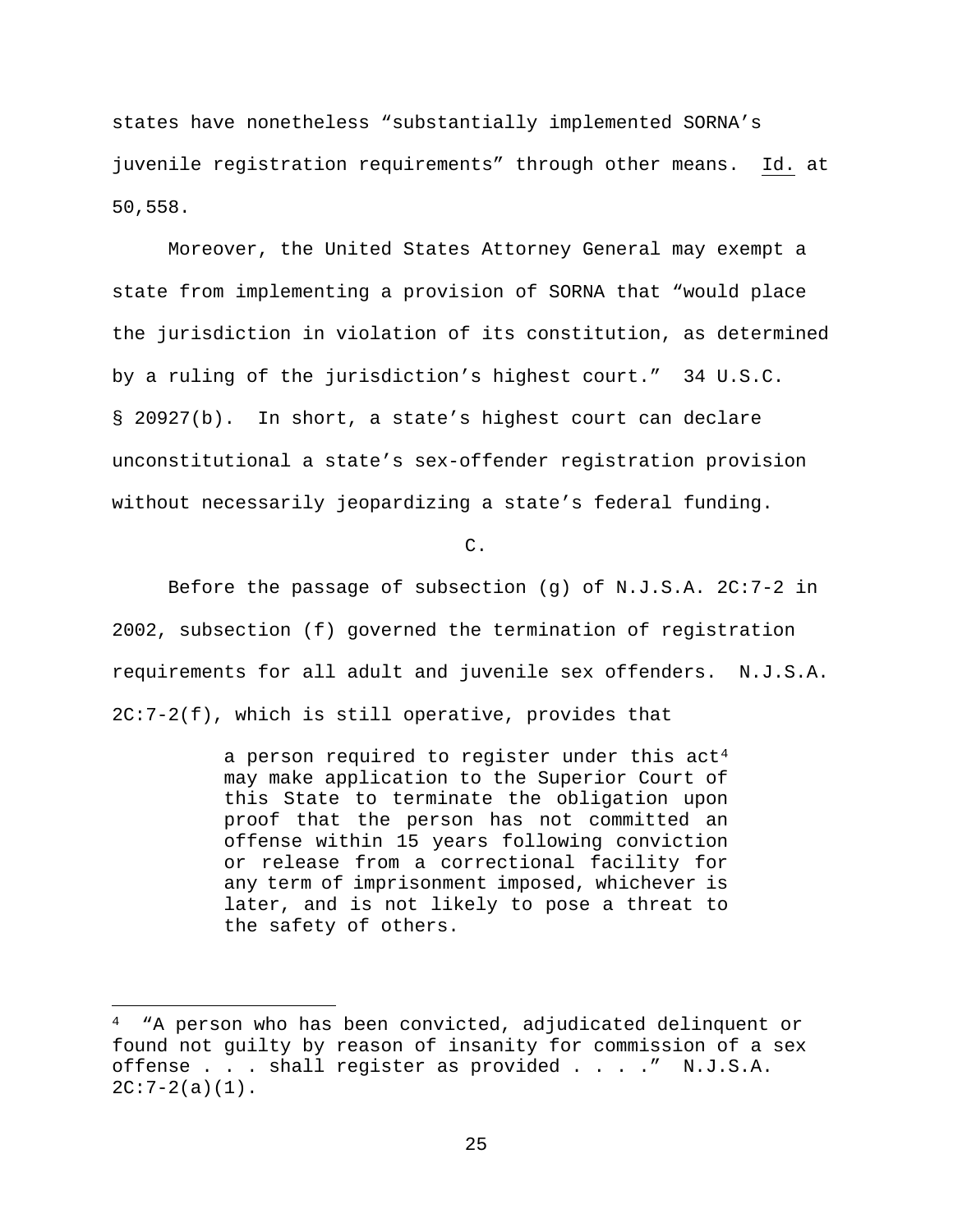states have nonetheless "substantially implemented SORNA's juvenile registration requirements" through other means. Id. at 50,558.

Moreover, the United States Attorney General may exempt a state from implementing a provision of SORNA that "would place the jurisdiction in violation of its constitution, as determined by a ruling of the jurisdiction's highest court." 34 U.S.C. § 20927(b). In short, a state's highest court can declare unconstitutional a state's sex-offender registration provision without necessarily jeopardizing a state's federal funding.

C.

Before the passage of subsection (g) of N.J.S.A. 2C:7-2 in 2002, subsection (f) governed the termination of registration requirements for all adult and juvenile sex offenders. N.J.S.A. 2C:7-2(f), which is still operative, provides that

> a person required to register under this act[4] may make application to the Superior Court of this State to terminate the obligation upon proof that the person has not committed an offense within 15 years following conviction or release from a correctional facility for any term of imprisonment imposed, whichever is later, and is not likely to pose a threat to the safety of others.

---

[4] "A person who has been convicted, adjudicated delinquent or found not guilty by reason of insanity for commission of a sex offense . . . shall register as provided . . . ." N.J.S.A. 2C:7-2(a)(1).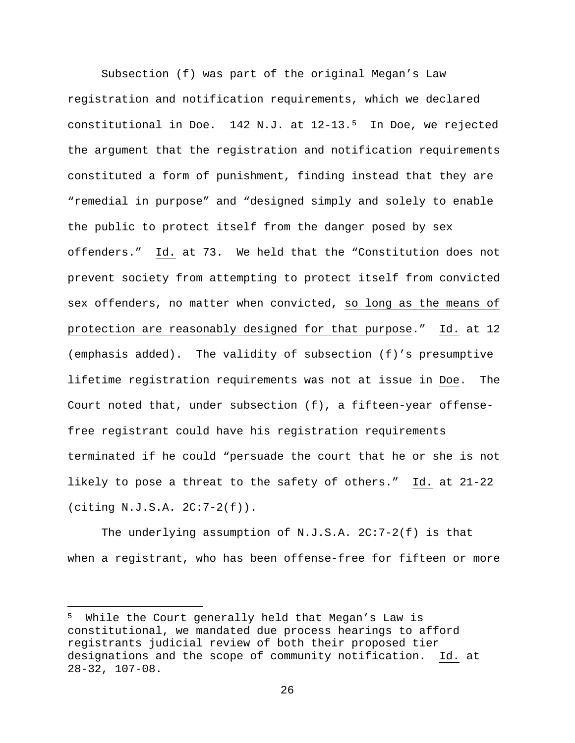Subsection (f) was part of the original Megan's Law registration and notification requirements, which we declared constitutional in Doe. 142 N.J. at 12-13.[5] In Doe, we rejected the argument that the registration and notification requirements constituted a form of punishment, finding instead that they are "remedial in purpose" and "designed simply and solely to enable the public to protect itself from the danger posed by sex offenders." Id. at 73. We held that the "Constitution does not prevent society from attempting to protect itself from convicted sex offenders, no matter when convicted, <u>so long as the means of protection are reasonably designed for that purpose</u>." Id. at 12 (emphasis added). The validity of subsection (f)'s presumptive lifetime registration requirements was not at issue in Doe. The Court noted that, under subsection (f), a fifteen-year offense-free registrant could have his registration requirements terminated if he could "persuade the court that he or she is not likely to pose a threat to the safety of others." Id. at 21-22 (citing N.J.S.A. 2C:7-2(f)).

The underlying assumption of N.J.S.A. 2C:7-2(f) is that when a registrant, who has been offense-free for fifteen or more

[5] While the Court generally held that Megan's Law is constitutional, we mandated due process hearings to afford registrants judicial review of both their proposed tier designations and the scope of community notification. Id. at 28-32, 107-08.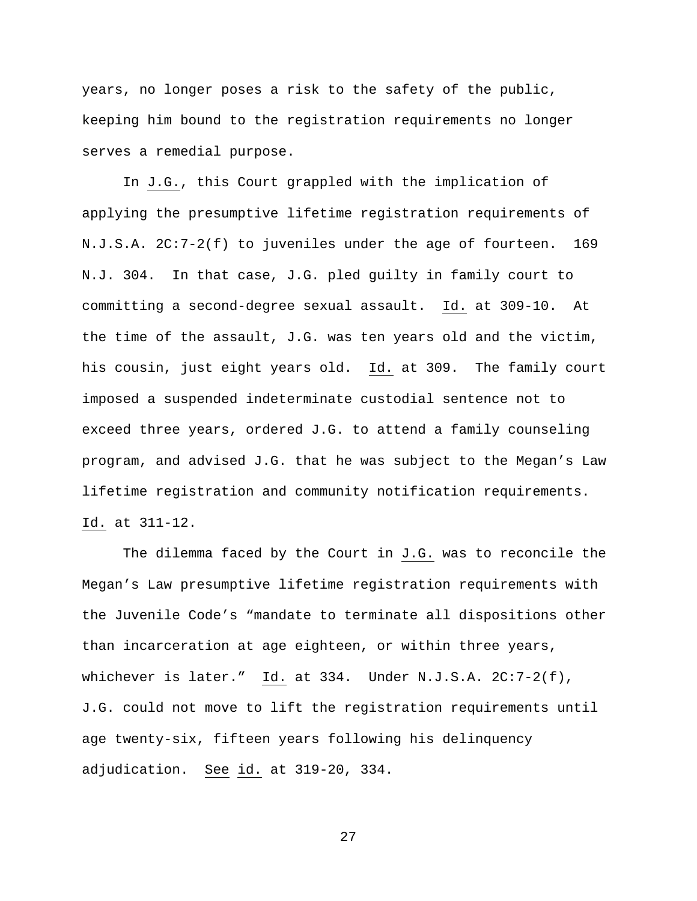years, no longer poses a risk to the safety of the public, keeping him bound to the registration requirements no longer serves a remedial purpose.

In J.G., this Court grappled with the implication of applying the presumptive lifetime registration requirements of N.J.S.A. 2C:7-2(f) to juveniles under the age of fourteen. 169 N.J. 304. In that case, J.G. pled guilty in family court to committing a second-degree sexual assault. Id. at 309-10. At the time of the assault, J.G. was ten years old and the victim, his cousin, just eight years old. Id. at 309. The family court imposed a suspended indeterminate custodial sentence not to exceed three years, ordered J.G. to attend a family counseling program, and advised J.G. that he was subject to the Megan's Law lifetime registration and community notification requirements. Id. at 311-12.

The dilemma faced by the Court in J.G. was to reconcile the Megan's Law presumptive lifetime registration requirements with the Juvenile Code's "mandate to terminate all dispositions other than incarceration at age eighteen, or within three years, whichever is later." Id. at 334. Under N.J.S.A. 2C:7-2(f), J.G. could not move to lift the registration requirements until age twenty-six, fifteen years following his delinquency adjudication. See id. at 319-20, 334.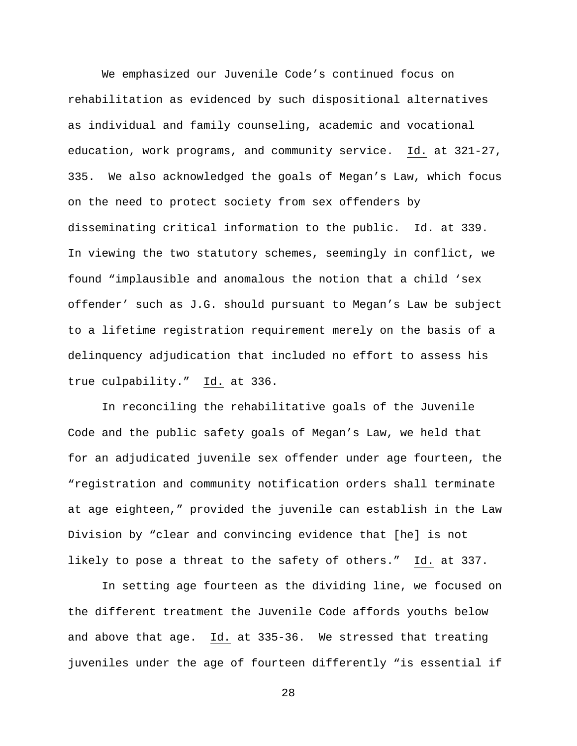We emphasized our Juvenile Code's continued focus on rehabilitation as evidenced by such dispositional alternatives as individual and family counseling, academic and vocational education, work programs, and community service. Id. at 321-27, 335. We also acknowledged the goals of Megan's Law, which focus on the need to protect society from sex offenders by disseminating critical information to the public. Id. at 339. In viewing the two statutory schemes, seemingly in conflict, we found "implausible and anomalous the notion that a child 'sex offender' such as J.G. should pursuant to Megan's Law be subject to a lifetime registration requirement merely on the basis of a delinquency adjudication that included no effort to assess his true culpability." Id. at 336.

In reconciling the rehabilitative goals of the Juvenile Code and the public safety goals of Megan's Law, we held that for an adjudicated juvenile sex offender under age fourteen, the "registration and community notification orders shall terminate at age eighteen," provided the juvenile can establish in the Law Division by "clear and convincing evidence that [he] is not likely to pose a threat to the safety of others." Id. at 337.

In setting age fourteen as the dividing line, we focused on the different treatment the Juvenile Code affords youths below and above that age. Id. at 335-36. We stressed that treating juveniles under the age of fourteen differently "is essential if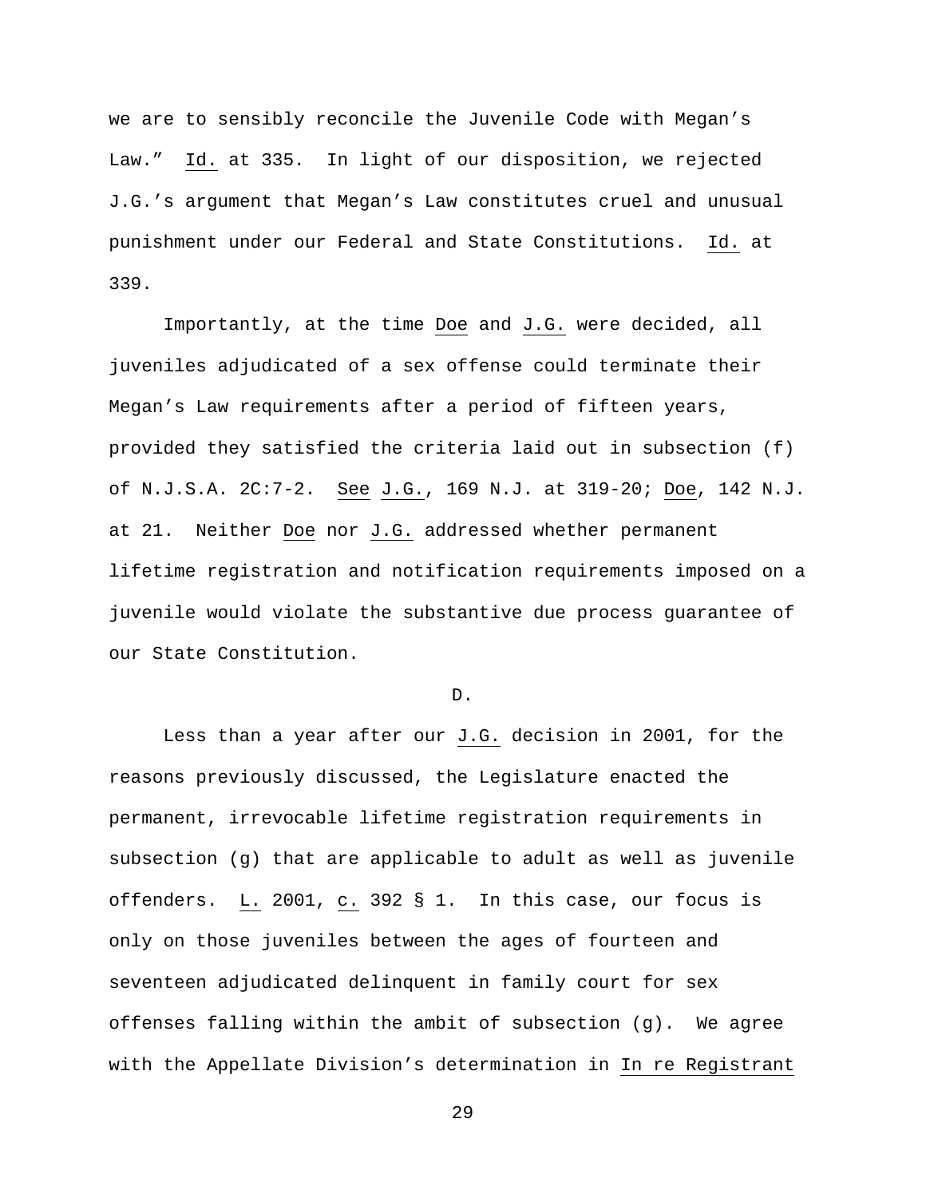we are to sensibly reconcile the Juvenile Code with Megan's Law." Id. at 335. In light of our disposition, we rejected J.G.'s argument that Megan's Law constitutes cruel and unusual punishment under our Federal and State Constitutions. Id. at 339.

Importantly, at the time Doe and J.G. were decided, all juveniles adjudicated of a sex offense could terminate their Megan's Law requirements after a period of fifteen years, provided they satisfied the criteria laid out in subsection (f) of N.J.S.A. 2C:7-2. See J.G., 169 N.J. at 319-20; Doe, 142 N.J. at 21. Neither Doe nor J.G. addressed whether permanent lifetime registration and notification requirements imposed on a juvenile would violate the substantive due process guarantee of our State Constitution.

D.

Less than a year after our J.G. decision in 2001, for the reasons previously discussed, the Legislature enacted the permanent, irrevocable lifetime registration requirements in subsection (g) that are applicable to adult as well as juvenile offenders. L. 2001, c. 392 § 1. In this case, our focus is only on those juveniles between the ages of fourteen and seventeen adjudicated delinquent in family court for sex offenses falling within the ambit of subsection (g). We agree with the Appellate Division's determination in In re Registrant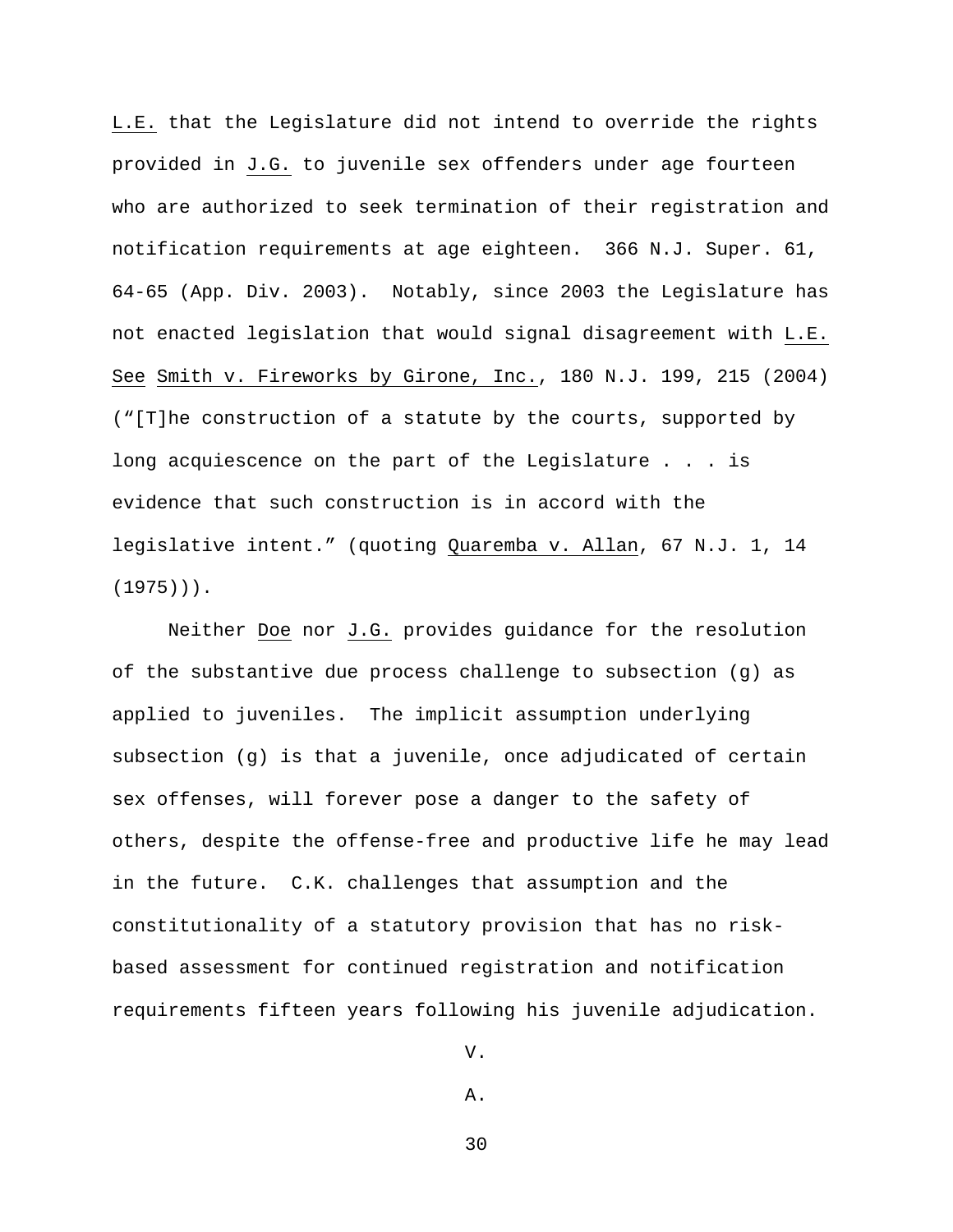L.E. that the Legislature did not intend to override the rights provided in J.G. to juvenile sex offenders under age fourteen who are authorized to seek termination of their registration and notification requirements at age eighteen. 366 N.J. Super. 61, 64-65 (App. Div. 2003). Notably, since 2003 the Legislature has not enacted legislation that would signal disagreement with L.E. See Smith v. Fireworks by Girone, Inc., 180 N.J. 199, 215 (2004) ("[T]he construction of a statute by the courts, supported by long acquiescence on the part of the Legislature . . . is evidence that such construction is in accord with the legislative intent." (quoting Quaremba v. Allan, 67 N.J. 1, 14 (1975))).

Neither Doe nor J.G. provides guidance for the resolution of the substantive due process challenge to subsection (g) as applied to juveniles. The implicit assumption underlying subsection (g) is that a juvenile, once adjudicated of certain sex offenses, will forever pose a danger to the safety of others, despite the offense-free and productive life he may lead in the future. C.K. challenges that assumption and the constitutionality of a statutory provision that has no risk-based assessment for continued registration and notification requirements fifteen years following his juvenile adjudication.

V.

A.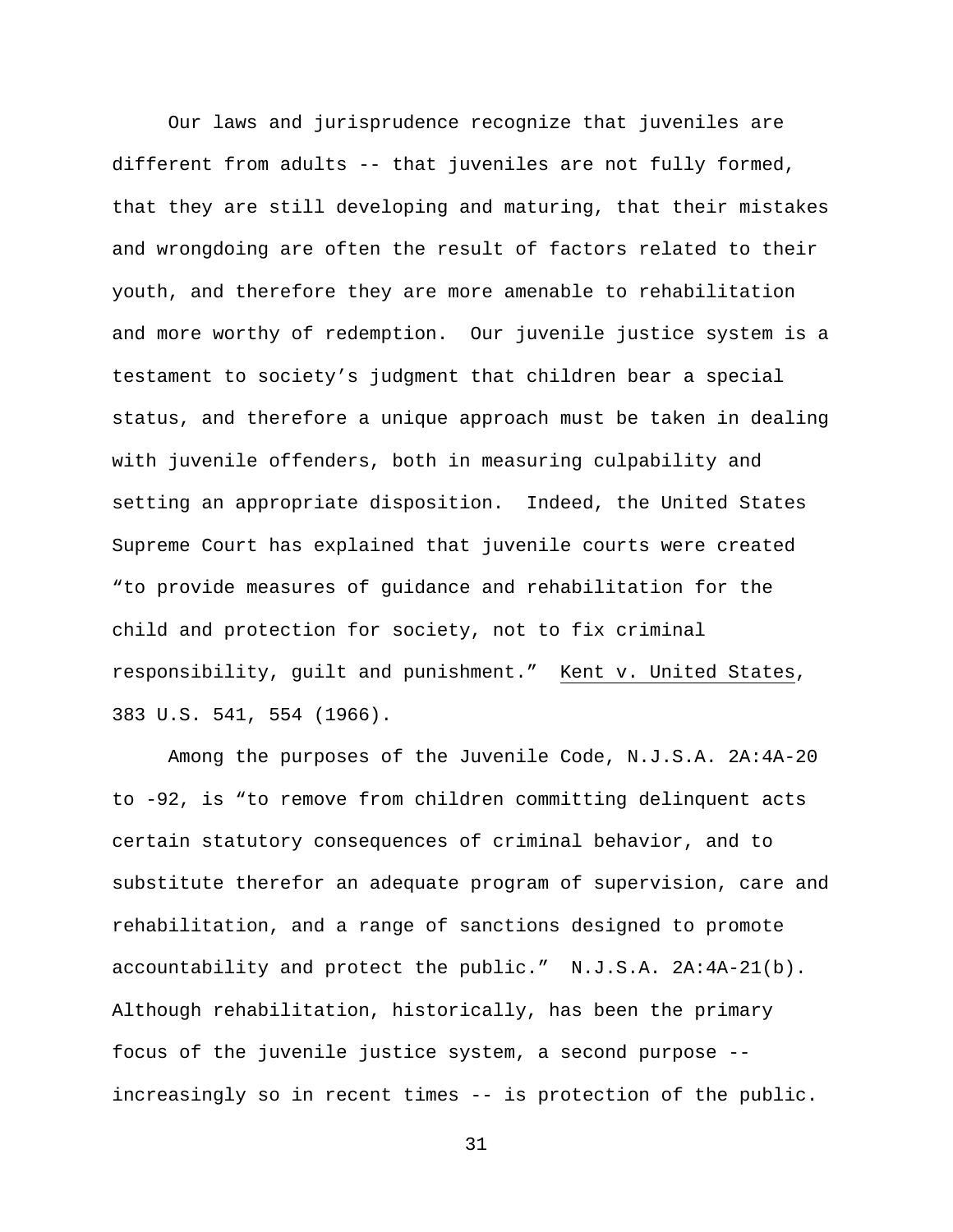Our laws and jurisprudence recognize that juveniles are different from adults -- that juveniles are not fully formed, that they are still developing and maturing, that their mistakes and wrongdoing are often the result of factors related to their youth, and therefore they are more amenable to rehabilitation and more worthy of redemption. Our juvenile justice system is a testament to society's judgment that children bear a special status, and therefore a unique approach must be taken in dealing with juvenile offenders, both in measuring culpability and setting an appropriate disposition. Indeed, the United States Supreme Court has explained that juvenile courts were created "to provide measures of guidance and rehabilitation for the child and protection for society, not to fix criminal responsibility, guilt and punishment." Kent v. United States, 383 U.S. 541, 554 (1966).

Among the purposes of the Juvenile Code, N.J.S.A. 2A:4A-20 to -92, is "to remove from children committing delinquent acts certain statutory consequences of criminal behavior, and to substitute therefor an adequate program of supervision, care and rehabilitation, and a range of sanctions designed to promote accountability and protect the public." N.J.S.A. 2A:4A-21(b). Although rehabilitation, historically, has been the primary focus of the juvenile justice system, a second purpose -- increasingly so in recent times -- is protection of the public.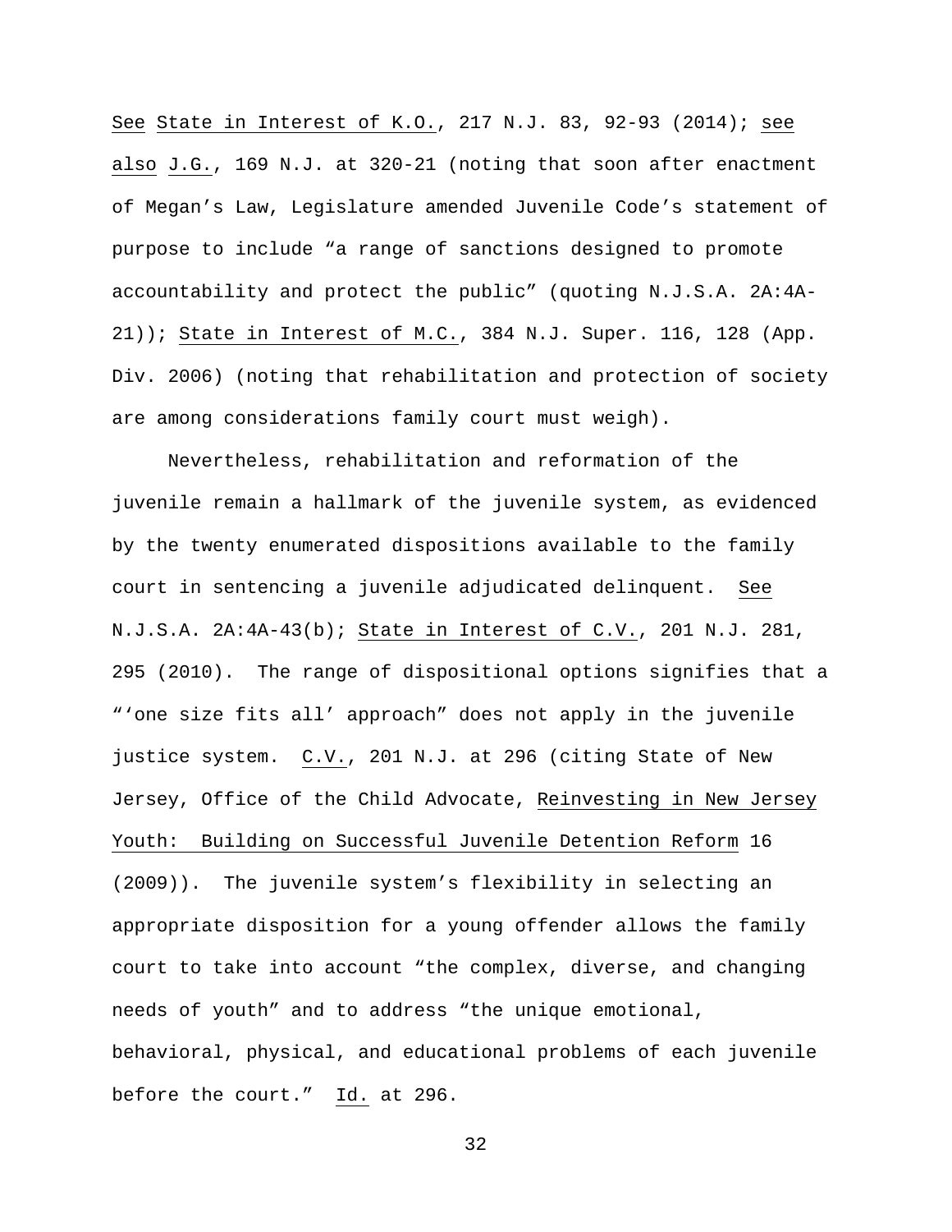See State in Interest of K.O., 217 N.J. 83, 92-93 (2014); see also J.G., 169 N.J. at 320-21 (noting that soon after enactment of Megan's Law, Legislature amended Juvenile Code's statement of purpose to include "a range of sanctions designed to promote accountability and protect the public" (quoting N.J.S.A. 2A:4A-21)); State in Interest of M.C., 384 N.J. Super. 116, 128 (App. Div. 2006) (noting that rehabilitation and protection of society are among considerations family court must weigh).

Nevertheless, rehabilitation and reformation of the juvenile remain a hallmark of the juvenile system, as evidenced by the twenty enumerated dispositions available to the family court in sentencing a juvenile adjudicated delinquent. See N.J.S.A. 2A:4A-43(b); State in Interest of C.V., 201 N.J. 281, 295 (2010). The range of dispositional options signifies that a "'one size fits all' approach" does not apply in the juvenile justice system. C.V., 201 N.J. at 296 (citing State of New Jersey, Office of the Child Advocate, Reinvesting in New Jersey Youth: Building on Successful Juvenile Detention Reform 16 (2009)). The juvenile system's flexibility in selecting an appropriate disposition for a young offender allows the family court to take into account "the complex, diverse, and changing needs of youth" and to address "the unique emotional, behavioral, physical, and educational problems of each juvenile before the court." Id. at 296.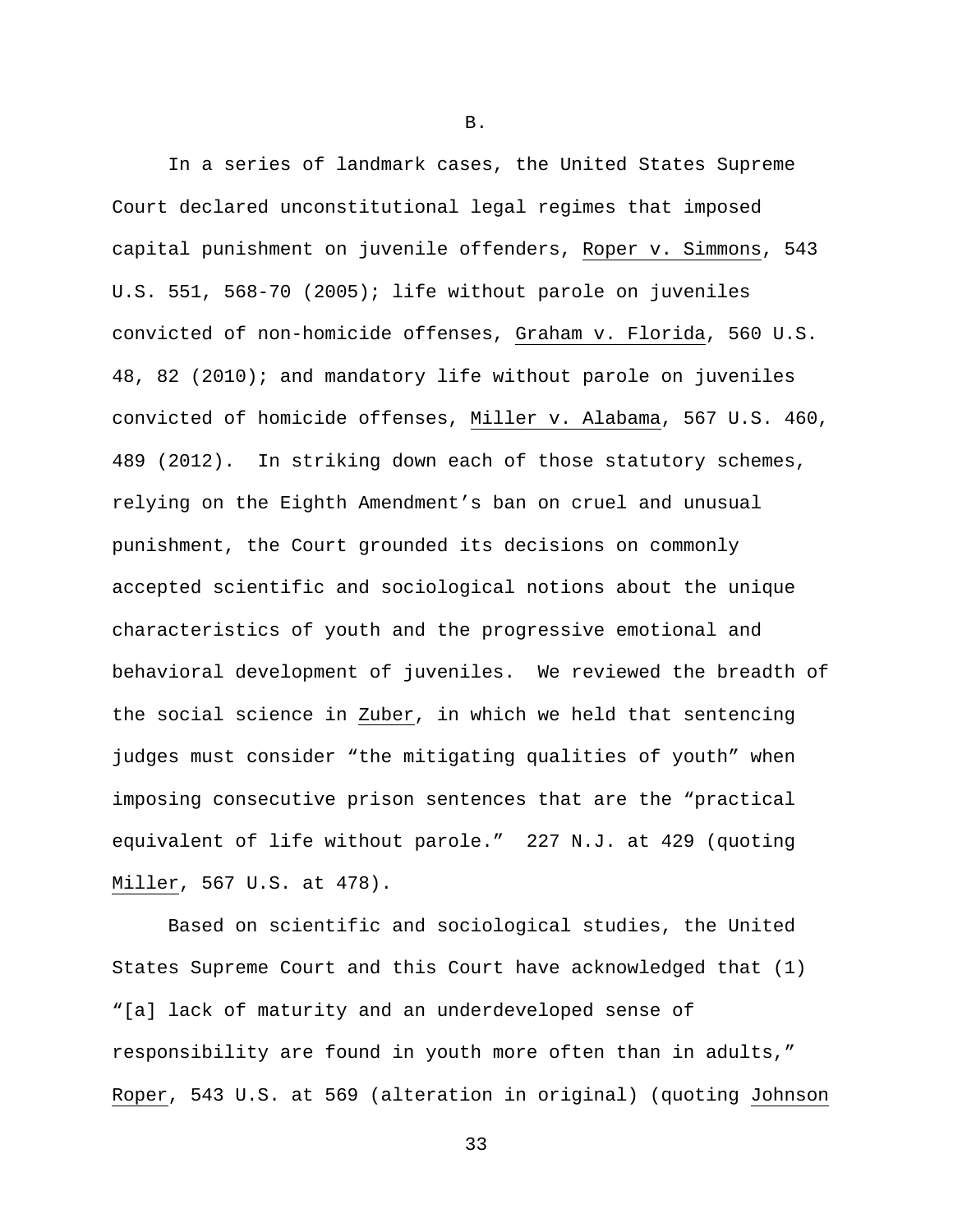B.

In a series of landmark cases, the United States Supreme Court declared unconstitutional legal regimes that imposed capital punishment on juvenile offenders, Roper v. Simmons, 543 U.S. 551, 568-70 (2005); life without parole on juveniles convicted of non-homicide offenses, Graham v. Florida, 560 U.S. 48, 82 (2010); and mandatory life without parole on juveniles convicted of homicide offenses, Miller v. Alabama, 567 U.S. 460, 489 (2012). In striking down each of those statutory schemes, relying on the Eighth Amendment's ban on cruel and unusual punishment, the Court grounded its decisions on commonly accepted scientific and sociological notions about the unique characteristics of youth and the progressive emotional and behavioral development of juveniles. We reviewed the breadth of the social science in Zuber, in which we held that sentencing judges must consider "the mitigating qualities of youth" when imposing consecutive prison sentences that are the "practical equivalent of life without parole." 227 N.J. at 429 (quoting Miller, 567 U.S. at 478).

Based on scientific and sociological studies, the United States Supreme Court and this Court have acknowledged that (1) "[a] lack of maturity and an underdeveloped sense of responsibility are found in youth more often than in adults," Roper, 543 U.S. at 569 (alteration in original) (quoting Johnson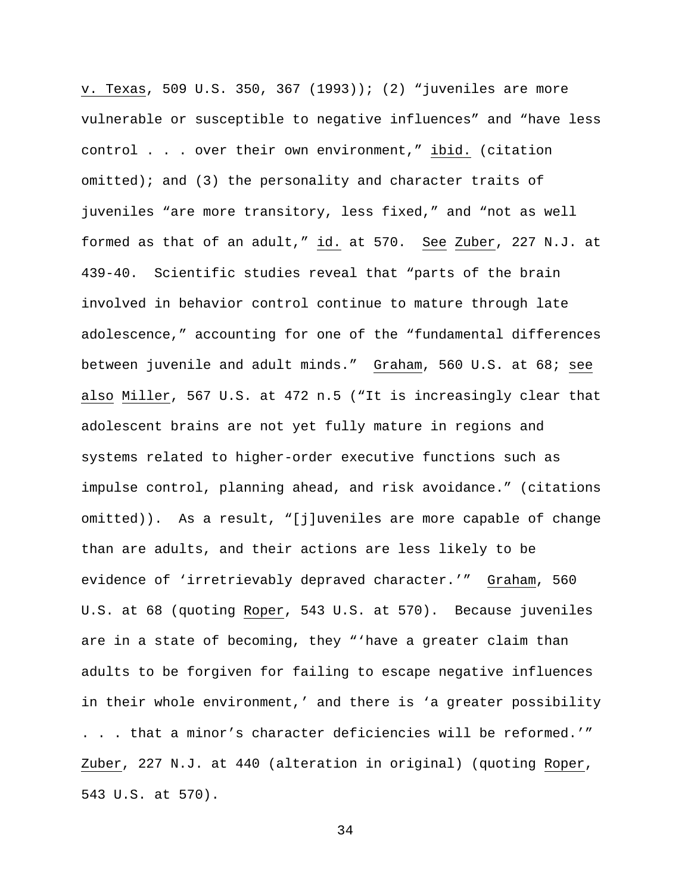v. Texas, 509 U.S. 350, 367 (1993)); (2) "juveniles are more vulnerable or susceptible to negative influences" and "have less control . . . over their own environment," ibid. (citation omitted); and (3) the personality and character traits of juveniles "are more transitory, less fixed," and "not as well formed as that of an adult," id. at 570. See Zuber, 227 N.J. at 439-40. Scientific studies reveal that "parts of the brain involved in behavior control continue to mature through late adolescence," accounting for one of the "fundamental differences between juvenile and adult minds." Graham, 560 U.S. at 68; see also Miller, 567 U.S. at 472 n.5 ("It is increasingly clear that adolescent brains are not yet fully mature in regions and systems related to higher-order executive functions such as impulse control, planning ahead, and risk avoidance." (citations omitted)). As a result, "[j]uveniles are more capable of change than are adults, and their actions are less likely to be evidence of 'irretrievably depraved character.'" Graham, 560 U.S. at 68 (quoting Roper, 543 U.S. at 570). Because juveniles are in a state of becoming, they "'have a greater claim than adults to be forgiven for failing to escape negative influences in their whole environment,' and there is 'a greater possibility . . . that a minor's character deficiencies will be reformed.'" Zuber, 227 N.J. at 440 (alteration in original) (quoting Roper, 543 U.S. at 570).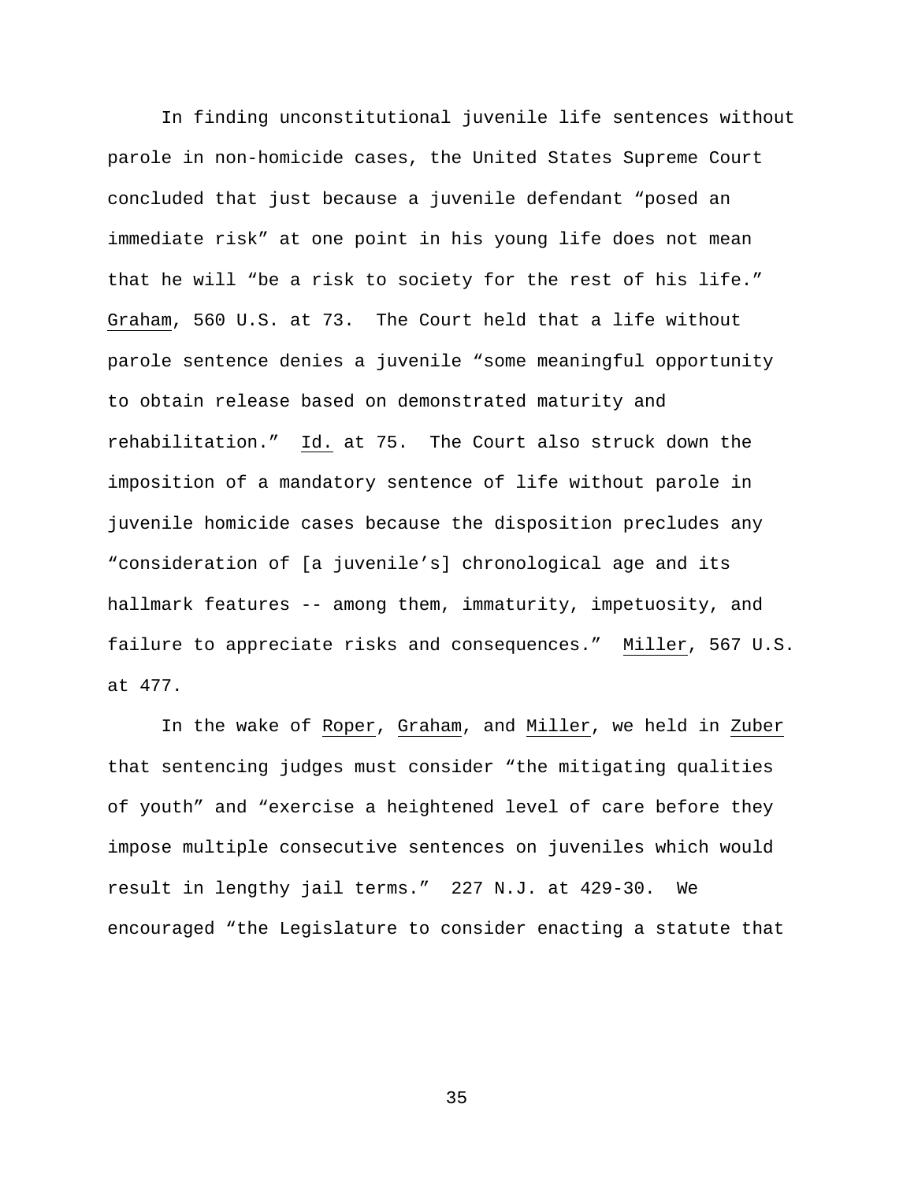In finding unconstitutional juvenile life sentences without parole in non-homicide cases, the United States Supreme Court concluded that just because a juvenile defendant "posed an immediate risk" at one point in his young life does not mean that he will "be a risk to society for the rest of his life." Graham, 560 U.S. at 73. The Court held that a life without parole sentence denies a juvenile "some meaningful opportunity to obtain release based on demonstrated maturity and rehabilitation." Id. at 75. The Court also struck down the imposition of a mandatory sentence of life without parole in juvenile homicide cases because the disposition precludes any "consideration of [a juvenile's] chronological age and its hallmark features -- among them, immaturity, impetuosity, and failure to appreciate risks and consequences." Miller, 567 U.S. at 477.

In the wake of Roper, Graham, and Miller, we held in Zuber that sentencing judges must consider "the mitigating qualities of youth" and "exercise a heightened level of care before they impose multiple consecutive sentences on juveniles which would result in lengthy jail terms." 227 N.J. at 429-30. We encouraged "the Legislature to consider enacting a statute that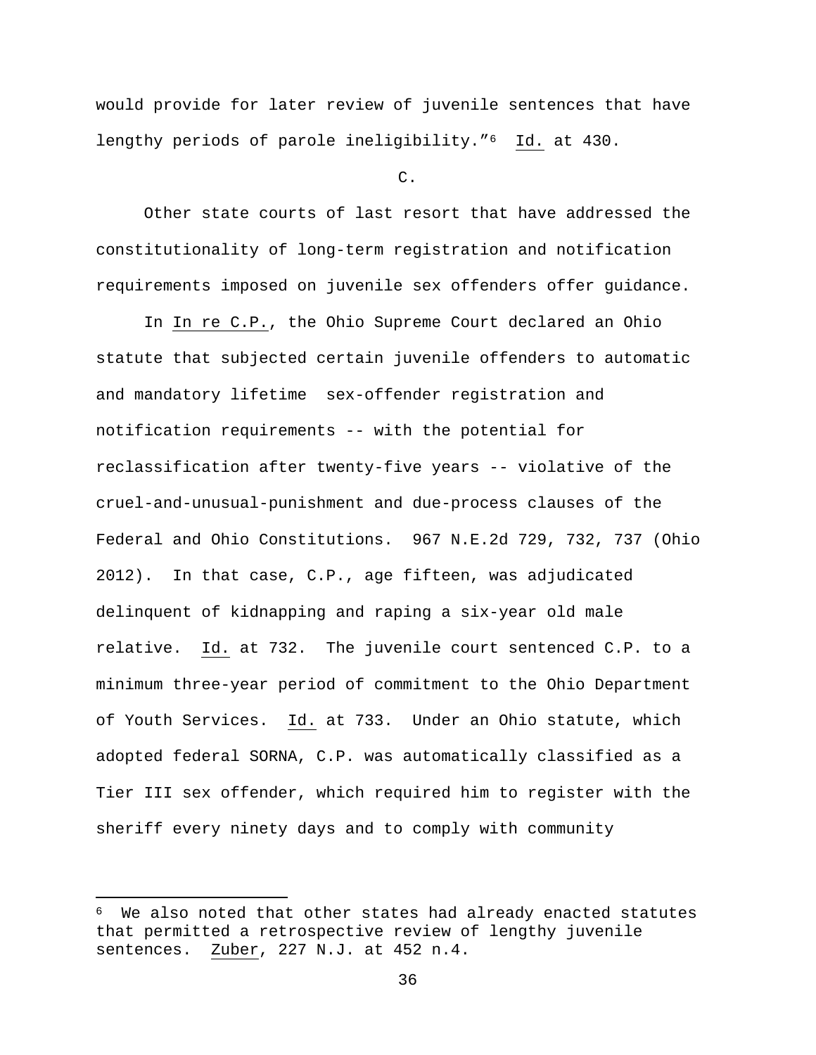would provide for later review of juvenile sentences that have lengthy periods of parole ineligibility."[6] Id. at 430.

C.

Other state courts of last resort that have addressed the constitutionality of long-term registration and notification requirements imposed on juvenile sex offenders offer guidance.

In In re C.P., the Ohio Supreme Court declared an Ohio statute that subjected certain juvenile offenders to automatic and mandatory lifetime sex-offender registration and notification requirements -- with the potential for reclassification after twenty-five years -- violative of the cruel-and-unusual-punishment and due-process clauses of the Federal and Ohio Constitutions. 967 N.E.2d 729, 732, 737 (Ohio 2012). In that case, C.P., age fifteen, was adjudicated delinquent of kidnapping and raping a six-year old male relative. Id. at 732. The juvenile court sentenced C.P. to a minimum three-year period of commitment to the Ohio Department of Youth Services. Id. at 733. Under an Ohio statute, which adopted federal SORNA, C.P. was automatically classified as a Tier III sex offender, which required him to register with the sheriff every ninety days and to comply with community

---

[6] We also noted that other states had already enacted statutes that permitted a retrospective review of lengthy juvenile sentences. Zuber, 227 N.J. at 452 n.4.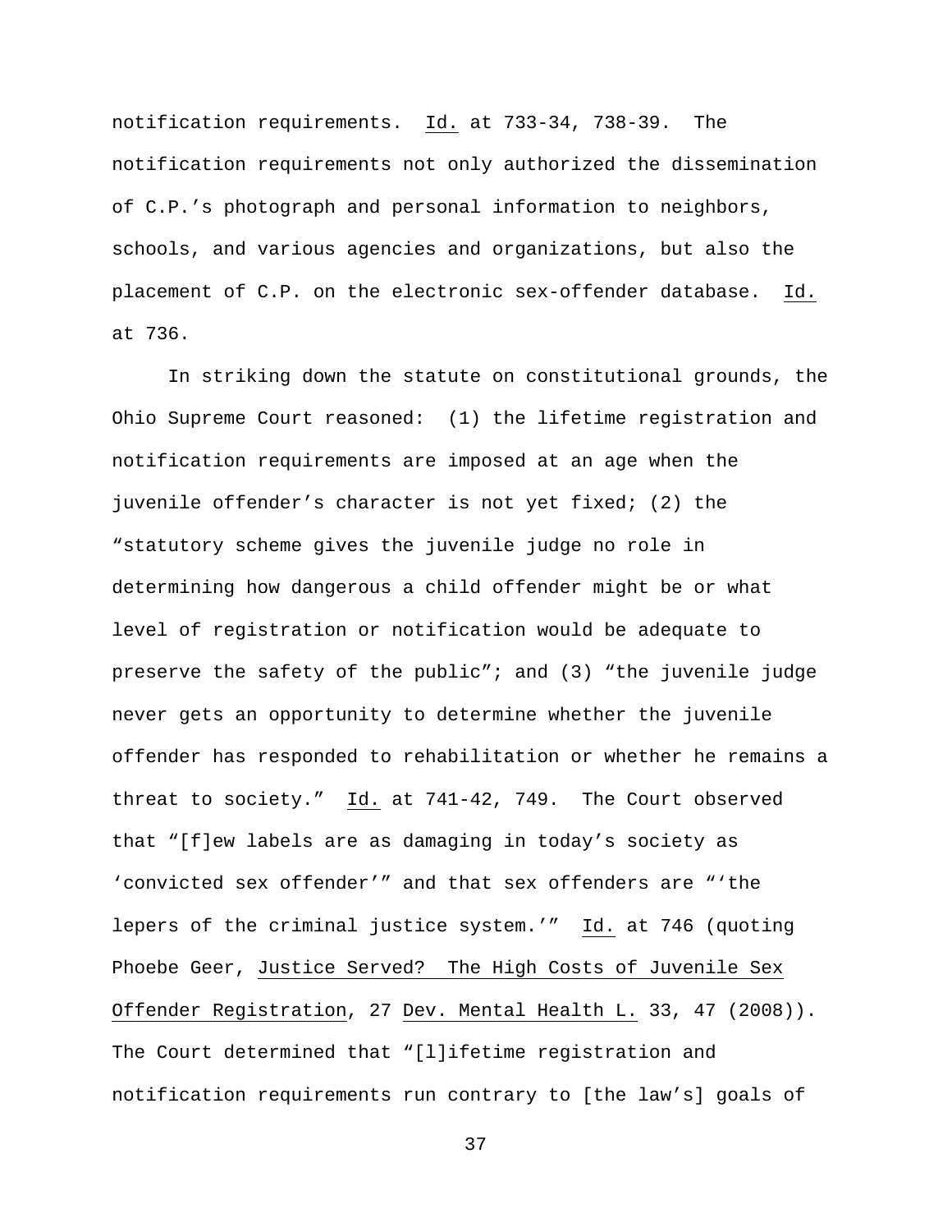notification requirements. _Id._ at 733-34, 738-39. The notification requirements not only authorized the dissemination of C.P.'s photograph and personal information to neighbors, schools, and various agencies and organizations, but also the placement of C.P. on the electronic sex-offender database. _Id._ at 736.

In striking down the statute on constitutional grounds, the Ohio Supreme Court reasoned: (1) the lifetime registration and notification requirements are imposed at an age when the juvenile offender's character is not yet fixed; (2) the "statutory scheme gives the juvenile judge no role in determining how dangerous a child offender might be or what level of registration or notification would be adequate to preserve the safety of the public"; and (3) "the juvenile judge never gets an opportunity to determine whether the juvenile offender has responded to rehabilitation or whether he remains a threat to society." _Id._ at 741-42, 749. The Court observed that "[f]ew labels are as damaging in today's society as 'convicted sex offender'" and that sex offenders are "'the lepers of the criminal justice system.'" _Id._ at 746 (quoting Phoebe Geer, _Justice Served? The High Costs of Juvenile Sex Offender Registration_, 27 _Dev. Mental Health L._ 33, 47 (2008)). The Court determined that "[l]ifetime registration and notification requirements run contrary to [the law's] goals of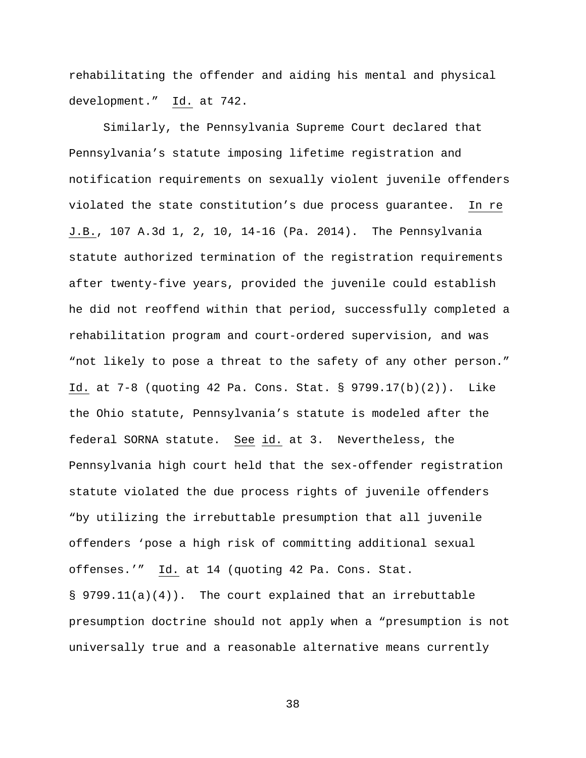rehabilitating the offender and aiding his mental and physical development." Id. at 742.

Similarly, the Pennsylvania Supreme Court declared that Pennsylvania's statute imposing lifetime registration and notification requirements on sexually violent juvenile offenders violated the state constitution's due process guarantee. In re J.B., 107 A.3d 1, 2, 10, 14-16 (Pa. 2014). The Pennsylvania statute authorized termination of the registration requirements after twenty-five years, provided the juvenile could establish he did not reoffend within that period, successfully completed a rehabilitation program and court-ordered supervision, and was "not likely to pose a threat to the safety of any other person." Id. at 7-8 (quoting 42 Pa. Cons. Stat. § 9799.17(b)(2)). Like the Ohio statute, Pennsylvania's statute is modeled after the federal SORNA statute. See id. at 3. Nevertheless, the Pennsylvania high court held that the sex-offender registration statute violated the due process rights of juvenile offenders "by utilizing the irrebuttable presumption that all juvenile offenders 'pose a high risk of committing additional sexual offenses.'" Id. at 14 (quoting 42 Pa. Cons. Stat. § 9799.11(a)(4)). The court explained that an irrebuttable presumption doctrine should not apply when a "presumption is not universally true and a reasonable alternative means currently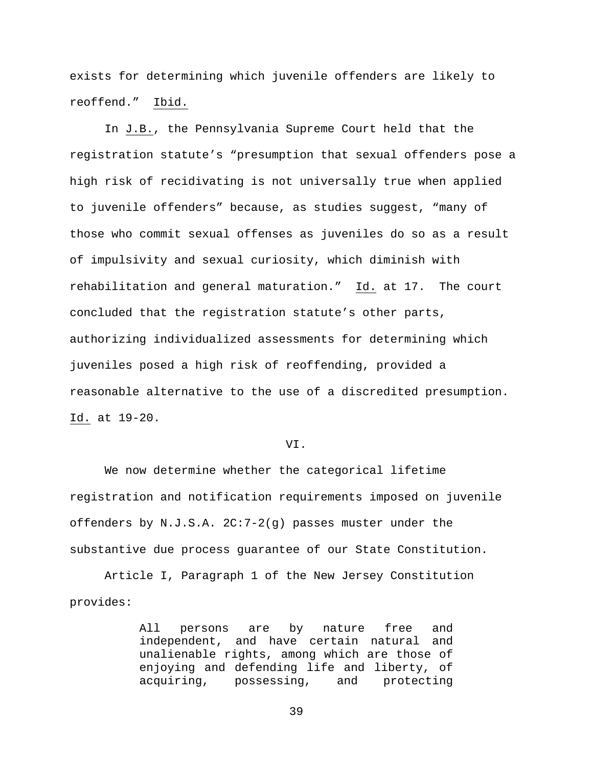exists for determining which juvenile offenders are likely to reoffend." Ibid.

In J.B., the Pennsylvania Supreme Court held that the registration statute's "presumption that sexual offenders pose a high risk of recidivating is not universally true when applied to juvenile offenders" because, as studies suggest, "many of those who commit sexual offenses as juveniles do so as a result of impulsivity and sexual curiosity, which diminish with rehabilitation and general maturation." Id. at 17. The court concluded that the registration statute's other parts, authorizing individualized assessments for determining which juveniles posed a high risk of reoffending, provided a reasonable alternative to the use of a discredited presumption. Id. at 19-20.

## VI.

We now determine whether the categorical lifetime registration and notification requirements imposed on juvenile offenders by N.J.S.A. 2C:7-2(g) passes muster under the substantive due process guarantee of our State Constitution.

Article I, Paragraph 1 of the New Jersey Constitution provides:

> All persons are by nature free and independent, and have certain natural and unalienable rights, among which are those of enjoying and defending life and liberty, of acquiring, possessing, and protecting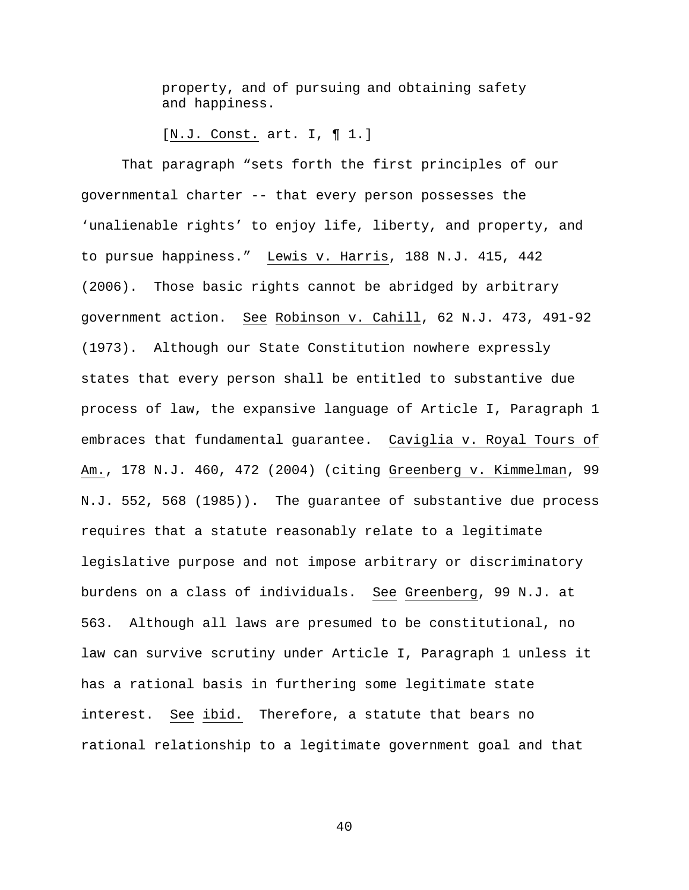> property, and of pursuing and obtaining safety and happiness.
>
> [N.J. Const. art. I, ¶ 1.]

That paragraph "sets forth the first principles of our governmental charter -- that every person possesses the 'unalienable rights' to enjoy life, liberty, and property, and to pursue happiness." Lewis v. Harris, 188 N.J. 415, 442 (2006). Those basic rights cannot be abridged by arbitrary government action. See Robinson v. Cahill, 62 N.J. 473, 491-92 (1973). Although our State Constitution nowhere expressly states that every person shall be entitled to substantive due process of law, the expansive language of Article I, Paragraph 1 embraces that fundamental guarantee. Caviglia v. Royal Tours of Am., 178 N.J. 460, 472 (2004) (citing Greenberg v. Kimmelman, 99 N.J. 552, 568 (1985)). The guarantee of substantive due process requires that a statute reasonably relate to a legitimate legislative purpose and not impose arbitrary or discriminatory burdens on a class of individuals. See Greenberg, 99 N.J. at 563. Although all laws are presumed to be constitutional, no law can survive scrutiny under Article I, Paragraph 1 unless it has a rational basis in furthering some legitimate state interest. See ibid. Therefore, a statute that bears no rational relationship to a legitimate government goal and that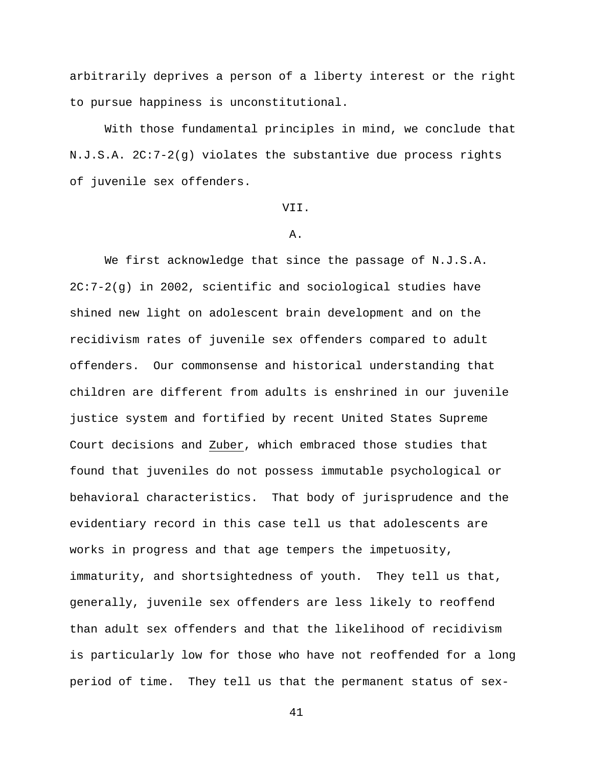arbitrarily deprives a person of a liberty interest or the right to pursue happiness is unconstitutional.

With those fundamental principles in mind, we conclude that N.J.S.A. 2C:7-2(g) violates the substantive due process rights of juvenile sex offenders.

## VII.

### A.

We first acknowledge that since the passage of N.J.S.A. 2C:7-2(g) in 2002, scientific and sociological studies have shined new light on adolescent brain development and on the recidivism rates of juvenile sex offenders compared to adult offenders. Our commonsense and historical understanding that children are different from adults is enshrined in our juvenile justice system and fortified by recent United States Supreme Court decisions and Zuber, which embraced those studies that found that juveniles do not possess immutable psychological or behavioral characteristics. That body of jurisprudence and the evidentiary record in this case tell us that adolescents are works in progress and that age tempers the impetuosity, immaturity, and shortsightedness of youth. They tell us that, generally, juvenile sex offenders are less likely to reoffend than adult sex offenders and that the likelihood of recidivism is particularly low for those who have not reoffended for a long period of time. They tell us that the permanent status of sex-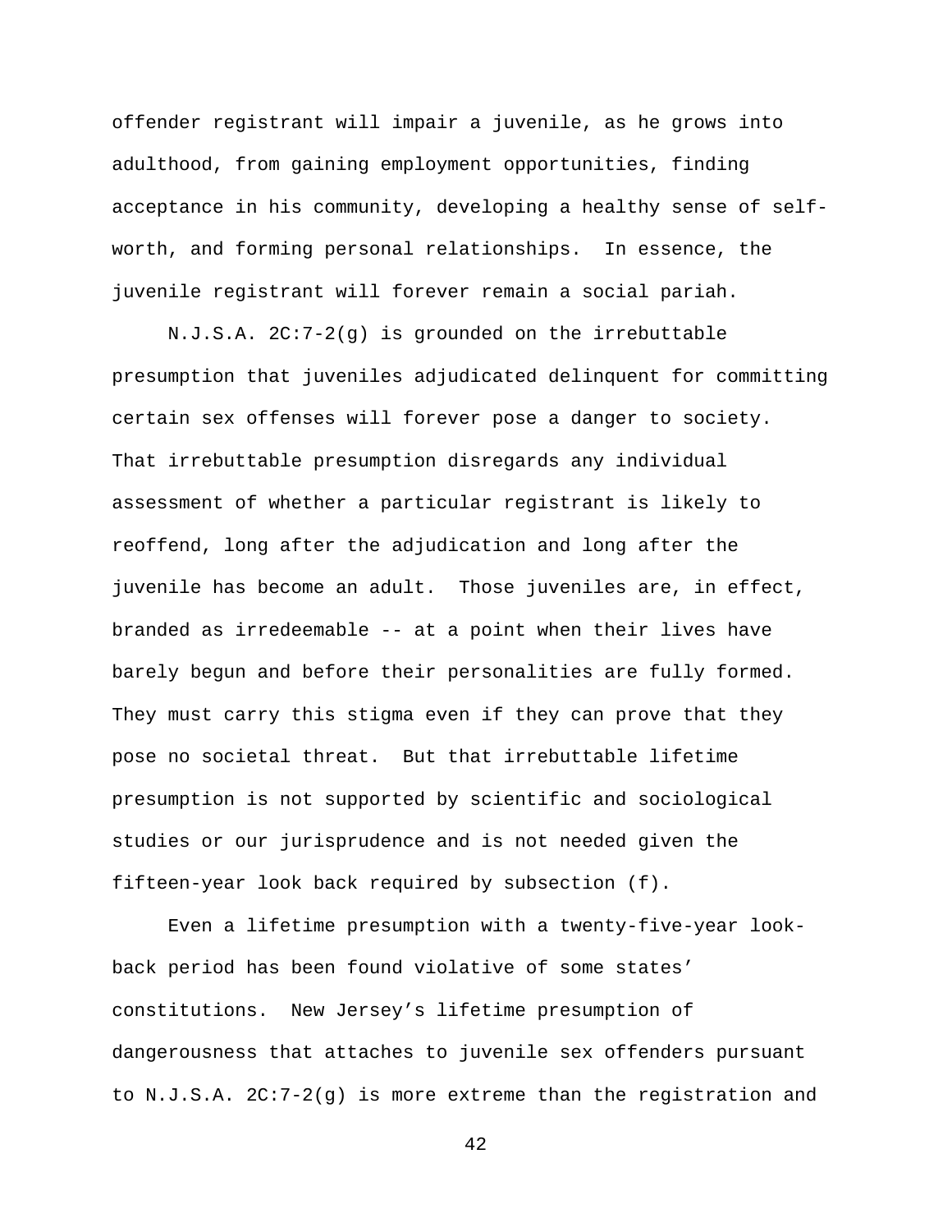offender registrant will impair a juvenile, as he grows into adulthood, from gaining employment opportunities, finding acceptance in his community, developing a healthy sense of self-worth, and forming personal relationships. In essence, the juvenile registrant will forever remain a social pariah.

N.J.S.A. 2C:7-2(g) is grounded on the irrebuttable presumption that juveniles adjudicated delinquent for committing certain sex offenses will forever pose a danger to society. That irrebuttable presumption disregards any individual assessment of whether a particular registrant is likely to reoffend, long after the adjudication and long after the juvenile has become an adult. Those juveniles are, in effect, branded as irredeemable -- at a point when their lives have barely begun and before their personalities are fully formed. They must carry this stigma even if they can prove that they pose no societal threat. But that irrebuttable lifetime presumption is not supported by scientific and sociological studies or our jurisprudence and is not needed given the fifteen-year look back required by subsection (f).

Even a lifetime presumption with a twenty-five-year look-back period has been found violative of some states' constitutions. New Jersey's lifetime presumption of dangerousness that attaches to juvenile sex offenders pursuant to N.J.S.A. 2C:7-2(g) is more extreme than the registration and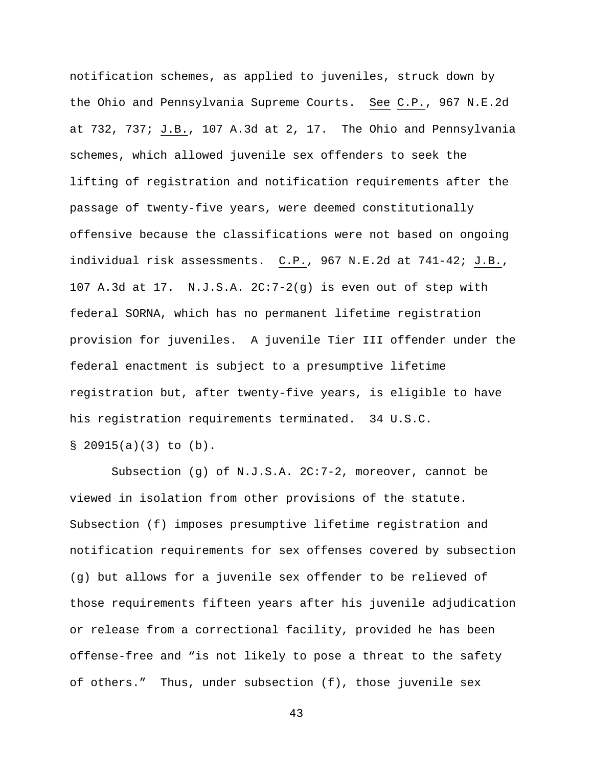notification schemes, as applied to juveniles, struck down by the Ohio and Pennsylvania Supreme Courts. See C.P., 967 N.E.2d at 732, 737; J.B., 107 A.3d at 2, 17. The Ohio and Pennsylvania schemes, which allowed juvenile sex offenders to seek the lifting of registration and notification requirements after the passage of twenty-five years, were deemed constitutionally offensive because the classifications were not based on ongoing individual risk assessments. C.P., 967 N.E.2d at 741-42; J.B., 107 A.3d at 17. N.J.S.A. 2C:7-2(g) is even out of step with federal SORNA, which has no permanent lifetime registration provision for juveniles. A juvenile Tier III offender under the federal enactment is subject to a presumptive lifetime registration but, after twenty-five years, is eligible to have his registration requirements terminated. 34 U.S.C. § 20915(a)(3) to (b).

Subsection (g) of N.J.S.A. 2C:7-2, moreover, cannot be viewed in isolation from other provisions of the statute. Subsection (f) imposes presumptive lifetime registration and notification requirements for sex offenses covered by subsection (g) but allows for a juvenile sex offender to be relieved of those requirements fifteen years after his juvenile adjudication or release from a correctional facility, provided he has been offense-free and "is not likely to pose a threat to the safety of others." Thus, under subsection (f), those juvenile sex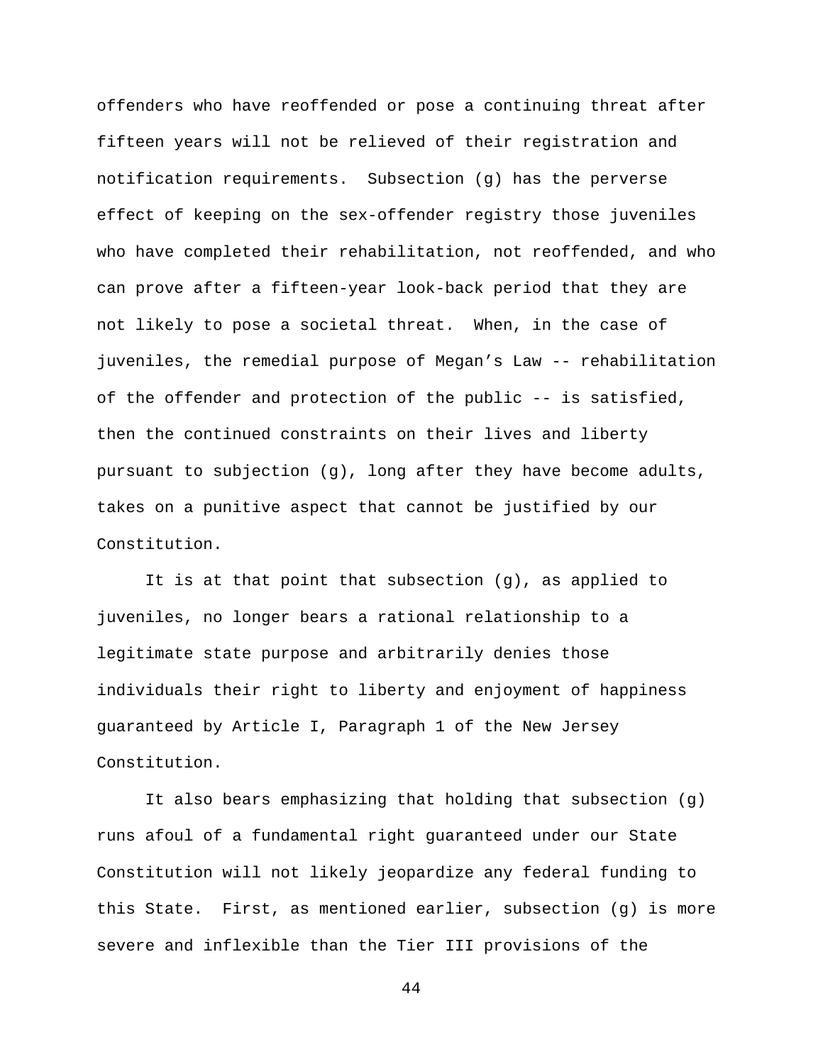offenders who have reoffended or pose a continuing threat after fifteen years will not be relieved of their registration and notification requirements. Subsection (g) has the perverse effect of keeping on the sex-offender registry those juveniles who have completed their rehabilitation, not reoffended, and who can prove after a fifteen-year look-back period that they are not likely to pose a societal threat. When, in the case of juveniles, the remedial purpose of Megan's Law -- rehabilitation of the offender and protection of the public -- is satisfied, then the continued constraints on their lives and liberty pursuant to subjection (g), long after they have become adults, takes on a punitive aspect that cannot be justified by our Constitution.

It is at that point that subsection (g), as applied to juveniles, no longer bears a rational relationship to a legitimate state purpose and arbitrarily denies those individuals their right to liberty and enjoyment of happiness guaranteed by Article I, Paragraph 1 of the New Jersey Constitution.

It also bears emphasizing that holding that subsection (g) runs afoul of a fundamental right guaranteed under our State Constitution will not likely jeopardize any federal funding to this State. First, as mentioned earlier, subsection (g) is more severe and inflexible than the Tier III provisions of the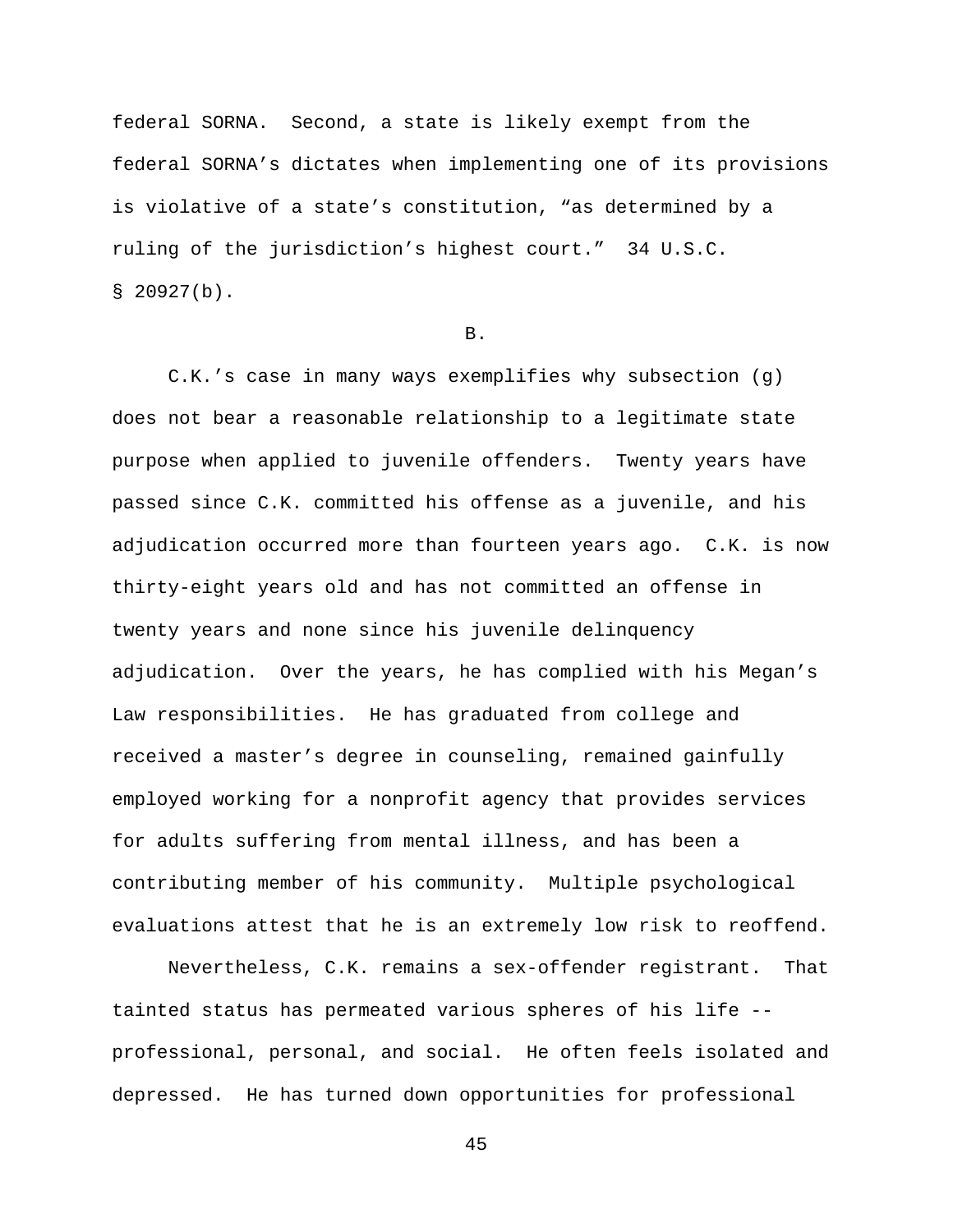federal SORNA. Second, a state is likely exempt from the federal SORNA's dictates when implementing one of its provisions is violative of a state's constitution, "as determined by a ruling of the jurisdiction's highest court." 34 U.S.C. § 20927(b).

B.

C.K.'s case in many ways exemplifies why subsection (g) does not bear a reasonable relationship to a legitimate state purpose when applied to juvenile offenders. Twenty years have passed since C.K. committed his offense as a juvenile, and his adjudication occurred more than fourteen years ago. C.K. is now thirty-eight years old and has not committed an offense in twenty years and none since his juvenile delinquency adjudication. Over the years, he has complied with his Megan's Law responsibilities. He has graduated from college and received a master's degree in counseling, remained gainfully employed working for a nonprofit agency that provides services for adults suffering from mental illness, and has been a contributing member of his community. Multiple psychological evaluations attest that he is an extremely low risk to reoffend.

Nevertheless, C.K. remains a sex-offender registrant. That tainted status has permeated various spheres of his life -- professional, personal, and social. He often feels isolated and depressed. He has turned down opportunities for professional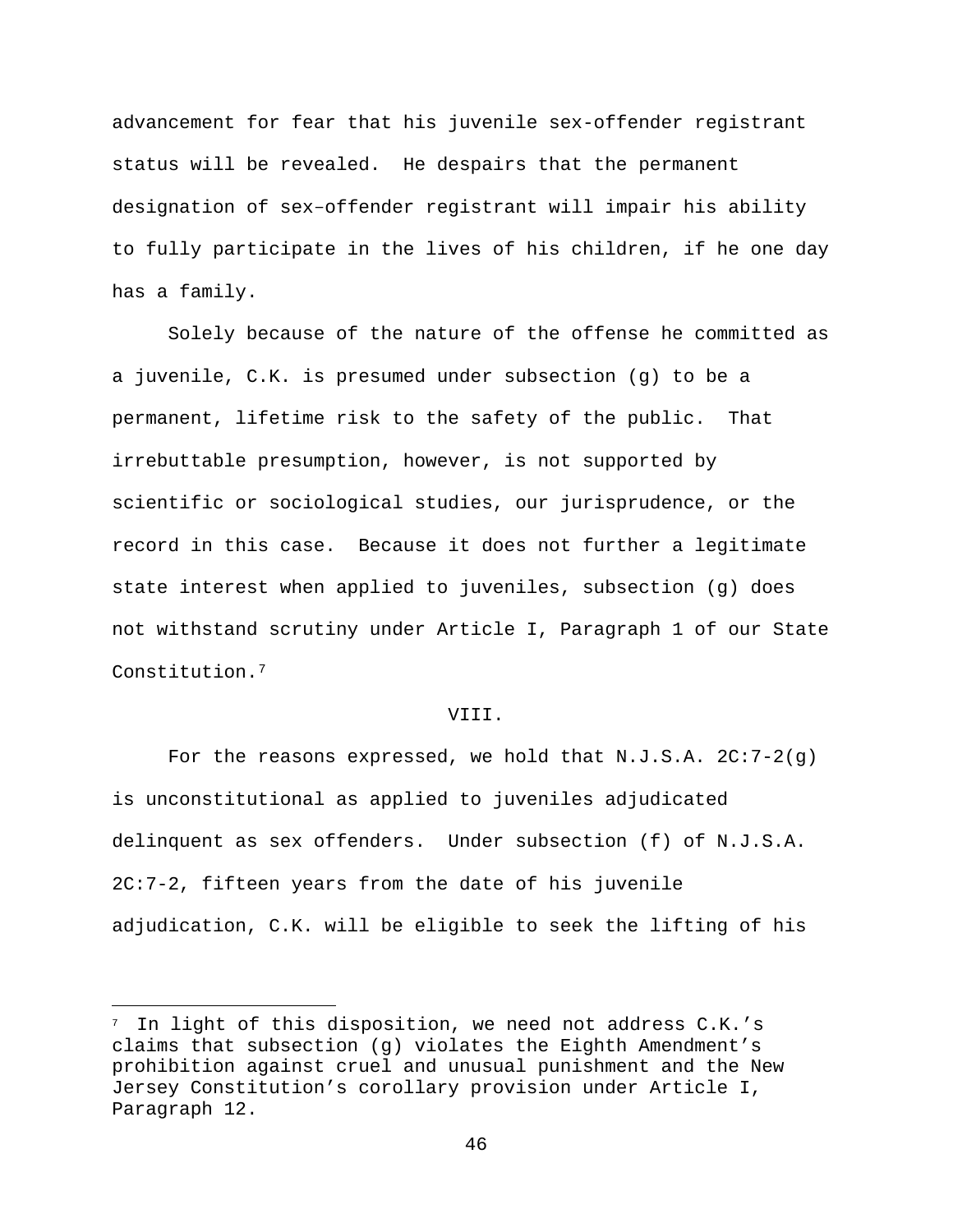advancement for fear that his juvenile sex-offender registrant status will be revealed. He despairs that the permanent designation of sex–offender registrant will impair his ability to fully participate in the lives of his children, if he one day has a family.

Solely because of the nature of the offense he committed as a juvenile, C.K. is presumed under subsection (g) to be a permanent, lifetime risk to the safety of the public. That irrebuttable presumption, however, is not supported by scientific or sociological studies, our jurisprudence, or the record in this case. Because it does not further a legitimate state interest when applied to juveniles, subsection (g) does not withstand scrutiny under Article I, Paragraph 1 of our State Constitution.[7]

VIII.

For the reasons expressed, we hold that N.J.S.A. 2C:7-2(g) is unconstitutional as applied to juveniles adjudicated delinquent as sex offenders. Under subsection (f) of N.J.S.A. 2C:7-2, fifteen years from the date of his juvenile adjudication, C.K. will be eligible to seek the lifting of his

---

[7] In light of this disposition, we need not address C.K.'s claims that subsection (g) violates the Eighth Amendment's prohibition against cruel and unusual punishment and the New Jersey Constitution's corollary provision under Article I, Paragraph 12.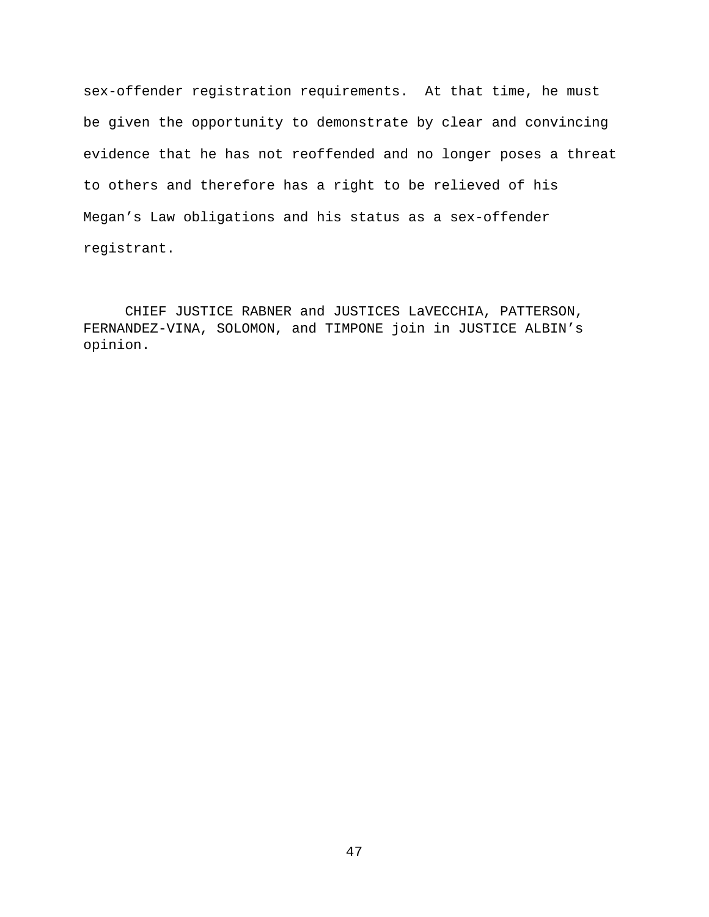sex-offender registration requirements.  At that time, he must be given the opportunity to demonstrate by clear and convincing evidence that he has not reoffended and no longer poses a threat to others and therefore has a right to be relieved of his Megan's Law obligations and his status as a sex-offender registrant.

CHIEF JUSTICE RABNER and JUSTICES LaVECCHIA, PATTERSON, FERNANDEZ-VINA, SOLOMON, and TIMPONE join in JUSTICE ALBIN's opinion.